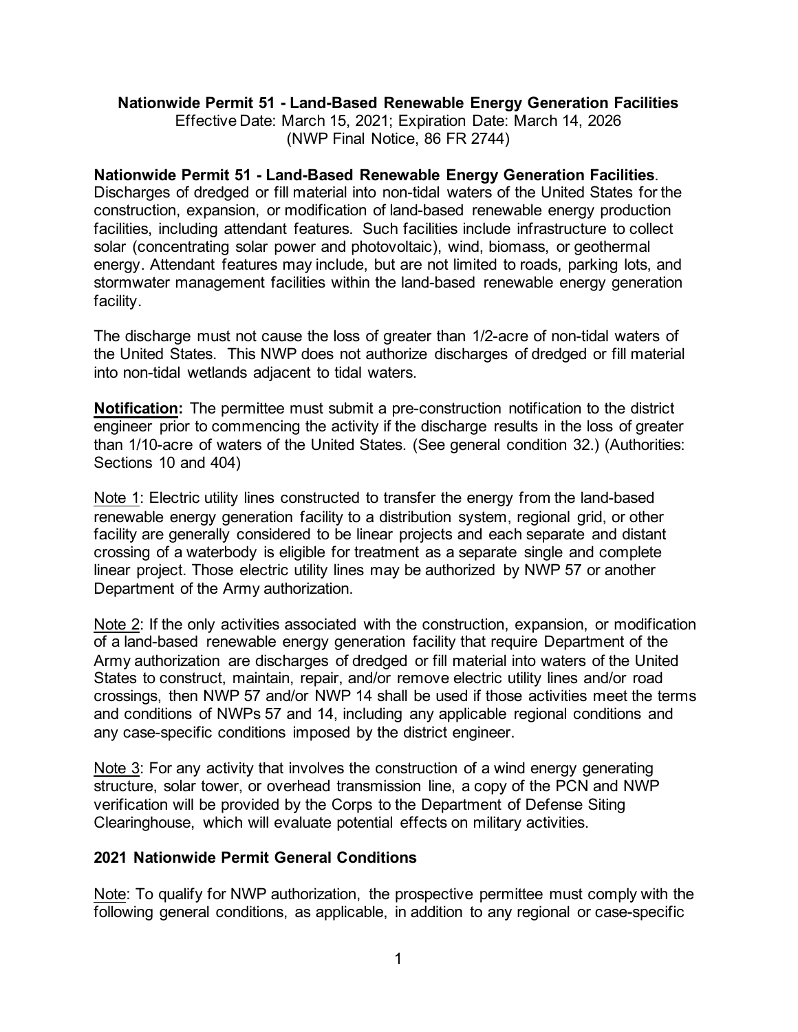**Nationwide Permit 51 - Land-Based Renewable Energy Generation Facilities**
Effective Date: March 15, 2021; Expiration Date: March 14, 2026
(NWP Final Notice, 86 FR 2744)

**Nationwide Permit 51 - Land-Based Renewable Energy Generation Facilities**. Discharges of dredged or fill material into non-tidal waters of the United States for the construction, expansion, or modification of land-based renewable energy production facilities, including attendant features. Such facilities include infrastructure to collect solar (concentrating solar power and photovoltaic), wind, biomass, or geothermal energy. Attendant features may include, but are not limited to roads, parking lots, and stormwater management facilities within the land-based renewable energy generation facility.

The discharge must not cause the loss of greater than 1/2-acre of non-tidal waters of the United States. This NWP does not authorize discharges of dredged or fill material into non-tidal wetlands adjacent to tidal waters.

**Notification:** The permittee must submit a pre-construction notification to the district engineer prior to commencing the activity if the discharge results in the loss of greater than 1/10-acre of waters of the United States. (See general condition 32.) (Authorities: Sections 10 and 404)

Note 1: Electric utility lines constructed to transfer the energy from the land-based renewable energy generation facility to a distribution system, regional grid, or other facility are generally considered to be linear projects and each separate and distant crossing of a waterbody is eligible for treatment as a separate single and complete linear project. Those electric utility lines may be authorized by NWP 57 or another Department of the Army authorization.

Note 2: If the only activities associated with the construction, expansion, or modification of a land-based renewable energy generation facility that require Department of the Army authorization are discharges of dredged or fill material into waters of the United States to construct, maintain, repair, and/or remove electric utility lines and/or road crossings, then NWP 57 and/or NWP 14 shall be used if those activities meet the terms and conditions of NWPs 57 and 14, including any applicable regional conditions and any case-specific conditions imposed by the district engineer.

Note 3: For any activity that involves the construction of a wind energy generating structure, solar tower, or overhead transmission line, a copy of the PCN and NWP verification will be provided by the Corps to the Department of Defense Siting Clearinghouse, which will evaluate potential effects on military activities.

## 2021 Nationwide Permit General Conditions

Note: To qualify for NWP authorization, the prospective permittee must comply with the following general conditions, as applicable, in addition to any regional or case-specific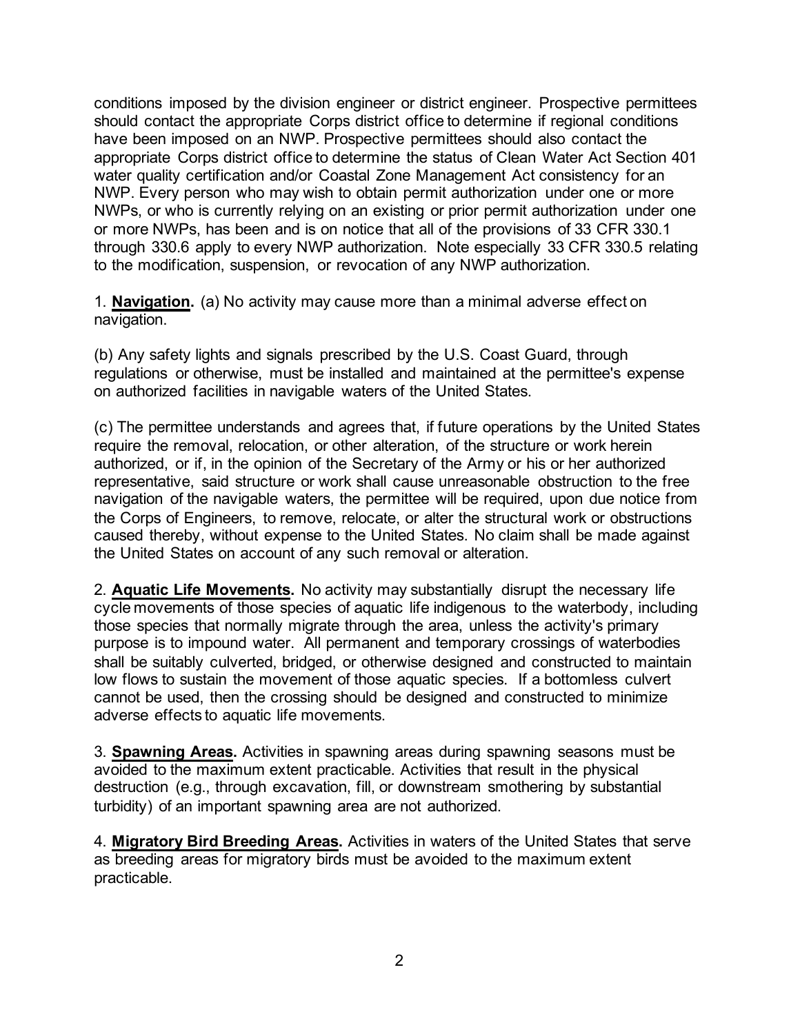conditions imposed by the division engineer or district engineer. Prospective permittees should contact the appropriate Corps district office to determine if regional conditions have been imposed on an NWP. Prospective permittees should also contact the appropriate Corps district office to determine the status of Clean Water Act Section 401 water quality certification and/or Coastal Zone Management Act consistency for an NWP. Every person who may wish to obtain permit authorization under one or more NWPs, or who is currently relying on an existing or prior permit authorization under one or more NWPs, has been and is on notice that all of the provisions of 33 CFR 330.1 through 330.6 apply to every NWP authorization. Note especially 33 CFR 330.5 relating to the modification, suspension, or revocation of any NWP authorization.

1. **Navigation.** (a) No activity may cause more than a minimal adverse effect on navigation.

(b) Any safety lights and signals prescribed by the U.S. Coast Guard, through regulations or otherwise, must be installed and maintained at the permittee's expense on authorized facilities in navigable waters of the United States.

(c) The permittee understands and agrees that, if future operations by the United States require the removal, relocation, or other alteration, of the structure or work herein authorized, or if, in the opinion of the Secretary of the Army or his or her authorized representative, said structure or work shall cause unreasonable obstruction to the free navigation of the navigable waters, the permittee will be required, upon due notice from the Corps of Engineers, to remove, relocate, or alter the structural work or obstructions caused thereby, without expense to the United States. No claim shall be made against the United States on account of any such removal or alteration.

2. **Aquatic Life Movements.** No activity may substantially disrupt the necessary life cycle movements of those species of aquatic life indigenous to the waterbody, including those species that normally migrate through the area, unless the activity's primary purpose is to impound water. All permanent and temporary crossings of waterbodies shall be suitably culverted, bridged, or otherwise designed and constructed to maintain low flows to sustain the movement of those aquatic species. If a bottomless culvert cannot be used, then the crossing should be designed and constructed to minimize adverse effects to aquatic life movements.

3. **Spawning Areas.** Activities in spawning areas during spawning seasons must be avoided to the maximum extent practicable. Activities that result in the physical destruction (e.g., through excavation, fill, or downstream smothering by substantial turbidity) of an important spawning area are not authorized.

4. **Migratory Bird Breeding Areas.** Activities in waters of the United States that serve as breeding areas for migratory birds must be avoided to the maximum extent practicable.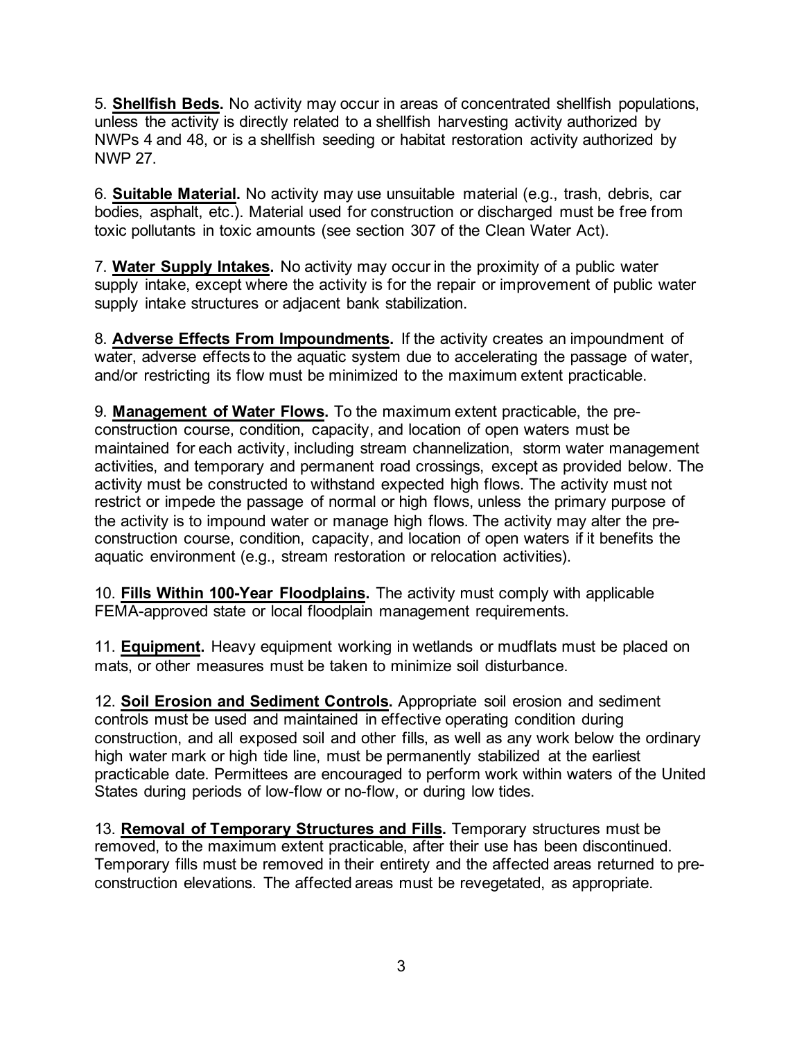5. **Shellfish Beds.** No activity may occur in areas of concentrated shellfish populations, unless the activity is directly related to a shellfish harvesting activity authorized by NWPs 4 and 48, or is a shellfish seeding or habitat restoration activity authorized by NWP 27.

6. **Suitable Material.** No activity may use unsuitable material (e.g., trash, debris, car bodies, asphalt, etc.). Material used for construction or discharged must be free from toxic pollutants in toxic amounts (see section 307 of the Clean Water Act).

7. **Water Supply Intakes.** No activity may occur in the proximity of a public water supply intake, except where the activity is for the repair or improvement of public water supply intake structures or adjacent bank stabilization.

8. **Adverse Effects From Impoundments.** If the activity creates an impoundment of water, adverse effects to the aquatic system due to accelerating the passage of water, and/or restricting its flow must be minimized to the maximum extent practicable.

9. **Management of Water Flows.** To the maximum extent practicable, the pre-construction course, condition, capacity, and location of open waters must be maintained for each activity, including stream channelization, storm water management activities, and temporary and permanent road crossings, except as provided below. The activity must be constructed to withstand expected high flows. The activity must not restrict or impede the passage of normal or high flows, unless the primary purpose of the activity is to impound water or manage high flows. The activity may alter the pre-construction course, condition, capacity, and location of open waters if it benefits the aquatic environment (e.g., stream restoration or relocation activities).

10. **Fills Within 100-Year Floodplains.** The activity must comply with applicable FEMA-approved state or local floodplain management requirements.

11. **Equipment.** Heavy equipment working in wetlands or mudflats must be placed on mats, or other measures must be taken to minimize soil disturbance.

12. **Soil Erosion and Sediment Controls.** Appropriate soil erosion and sediment controls must be used and maintained in effective operating condition during construction, and all exposed soil and other fills, as well as any work below the ordinary high water mark or high tide line, must be permanently stabilized at the earliest practicable date. Permittees are encouraged to perform work within waters of the United States during periods of low-flow or no-flow, or during low tides.

13. **Removal of Temporary Structures and Fills.** Temporary structures must be removed, to the maximum extent practicable, after their use has been discontinued. Temporary fills must be removed in their entirety and the affected areas returned to pre-construction elevations. The affected areas must be revegetated, as appropriate.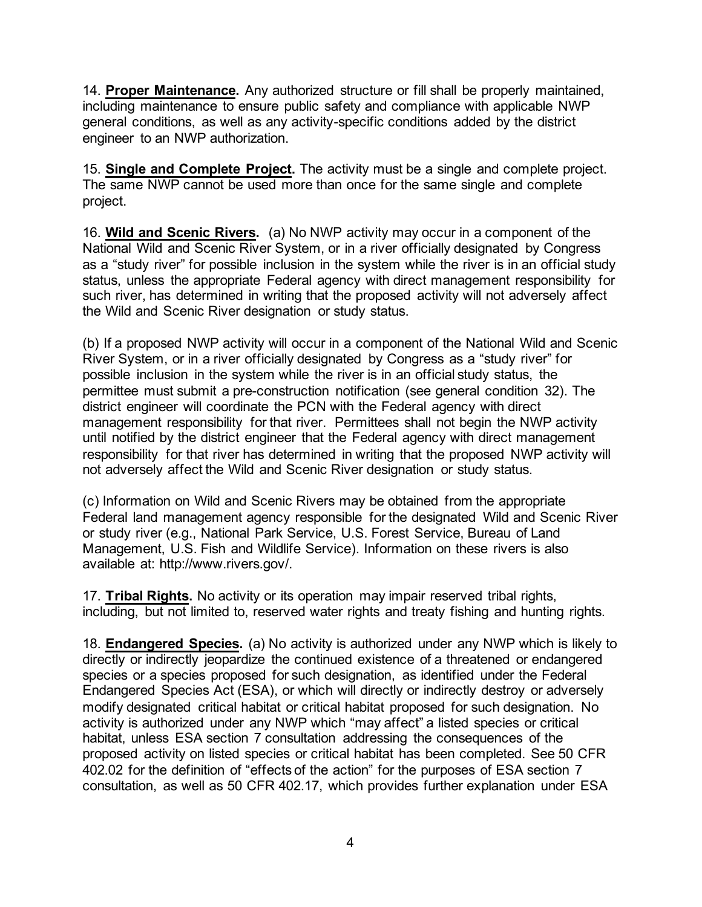14. **Proper Maintenance.** Any authorized structure or fill shall be properly maintained, including maintenance to ensure public safety and compliance with applicable NWP general conditions, as well as any activity-specific conditions added by the district engineer to an NWP authorization.

15. **Single and Complete Project.** The activity must be a single and complete project. The same NWP cannot be used more than once for the same single and complete project.

16. **Wild and Scenic Rivers.** (a) No NWP activity may occur in a component of the National Wild and Scenic River System, or in a river officially designated by Congress as a "study river" for possible inclusion in the system while the river is in an official study status, unless the appropriate Federal agency with direct management responsibility for such river, has determined in writing that the proposed activity will not adversely affect the Wild and Scenic River designation or study status.

(b) If a proposed NWP activity will occur in a component of the National Wild and Scenic River System, or in a river officially designated by Congress as a "study river" for possible inclusion in the system while the river is in an official study status, the permittee must submit a pre-construction notification (see general condition 32). The district engineer will coordinate the PCN with the Federal agency with direct management responsibility for that river. Permittees shall not begin the NWP activity until notified by the district engineer that the Federal agency with direct management responsibility for that river has determined in writing that the proposed NWP activity will not adversely affect the Wild and Scenic River designation or study status.

(c) Information on Wild and Scenic Rivers may be obtained from the appropriate Federal land management agency responsible for the designated Wild and Scenic River or study river (e.g., National Park Service, U.S. Forest Service, Bureau of Land Management, U.S. Fish and Wildlife Service). Information on these rivers is also available at: http://www.rivers.gov/.

17. **Tribal Rights.** No activity or its operation may impair reserved tribal rights, including, but not limited to, reserved water rights and treaty fishing and hunting rights.

18. **Endangered Species.** (a) No activity is authorized under any NWP which is likely to directly or indirectly jeopardize the continued existence of a threatened or endangered species or a species proposed for such designation, as identified under the Federal Endangered Species Act (ESA), or which will directly or indirectly destroy or adversely modify designated critical habitat or critical habitat proposed for such designation. No activity is authorized under any NWP which "may affect" a listed species or critical habitat, unless ESA section 7 consultation addressing the consequences of the proposed activity on listed species or critical habitat has been completed. See 50 CFR 402.02 for the definition of "effects of the action" for the purposes of ESA section 7 consultation, as well as 50 CFR 402.17, which provides further explanation under ESA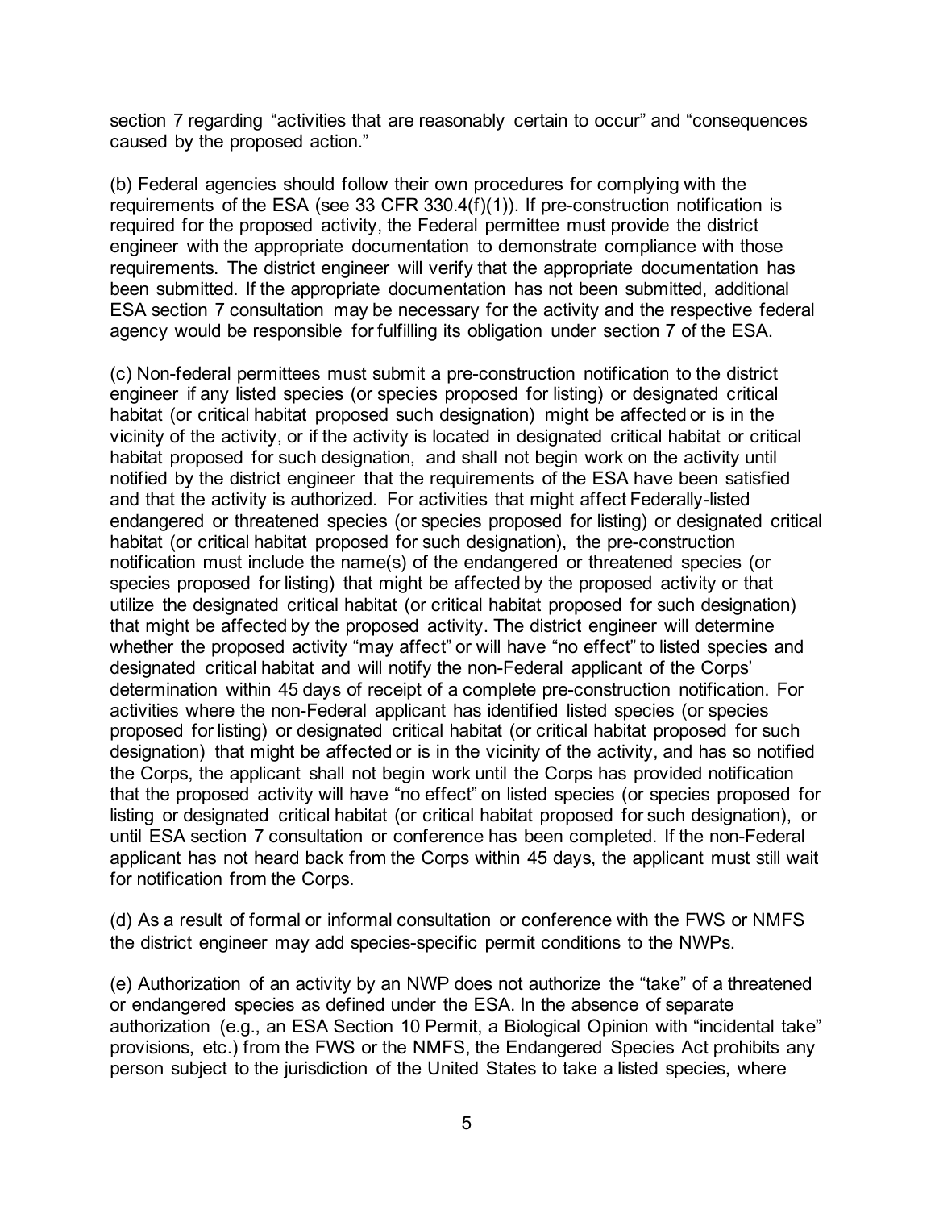section 7 regarding "activities that are reasonably certain to occur" and "consequences caused by the proposed action."

(b) Federal agencies should follow their own procedures for complying with the requirements of the ESA (see 33 CFR 330.4(f)(1)). If pre-construction notification is required for the proposed activity, the Federal permittee must provide the district engineer with the appropriate documentation to demonstrate compliance with those requirements. The district engineer will verify that the appropriate documentation has been submitted. If the appropriate documentation has not been submitted, additional ESA section 7 consultation may be necessary for the activity and the respective federal agency would be responsible for fulfilling its obligation under section 7 of the ESA.

(c) Non-federal permittees must submit a pre-construction notification to the district engineer if any listed species (or species proposed for listing) or designated critical habitat (or critical habitat proposed such designation) might be affected or is in the vicinity of the activity, or if the activity is located in designated critical habitat or critical habitat proposed for such designation, and shall not begin work on the activity until notified by the district engineer that the requirements of the ESA have been satisfied and that the activity is authorized. For activities that might affect Federally-listed endangered or threatened species (or species proposed for listing) or designated critical habitat (or critical habitat proposed for such designation), the pre-construction notification must include the name(s) of the endangered or threatened species (or species proposed for listing) that might be affected by the proposed activity or that utilize the designated critical habitat (or critical habitat proposed for such designation) that might be affected by the proposed activity. The district engineer will determine whether the proposed activity "may affect" or will have "no effect" to listed species and designated critical habitat and will notify the non-Federal applicant of the Corps' determination within 45 days of receipt of a complete pre-construction notification. For activities where the non-Federal applicant has identified listed species (or species proposed for listing) or designated critical habitat (or critical habitat proposed for such designation) that might be affected or is in the vicinity of the activity, and has so notified the Corps, the applicant shall not begin work until the Corps has provided notification that the proposed activity will have "no effect" on listed species (or species proposed for listing or designated critical habitat (or critical habitat proposed for such designation), or until ESA section 7 consultation or conference has been completed. If the non-Federal applicant has not heard back from the Corps within 45 days, the applicant must still wait for notification from the Corps.

(d) As a result of formal or informal consultation or conference with the FWS or NMFS the district engineer may add species-specific permit conditions to the NWPs.

(e) Authorization of an activity by an NWP does not authorize the "take" of a threatened or endangered species as defined under the ESA. In the absence of separate authorization (e.g., an ESA Section 10 Permit, a Biological Opinion with "incidental take" provisions, etc.) from the FWS or the NMFS, the Endangered Species Act prohibits any person subject to the jurisdiction of the United States to take a listed species, where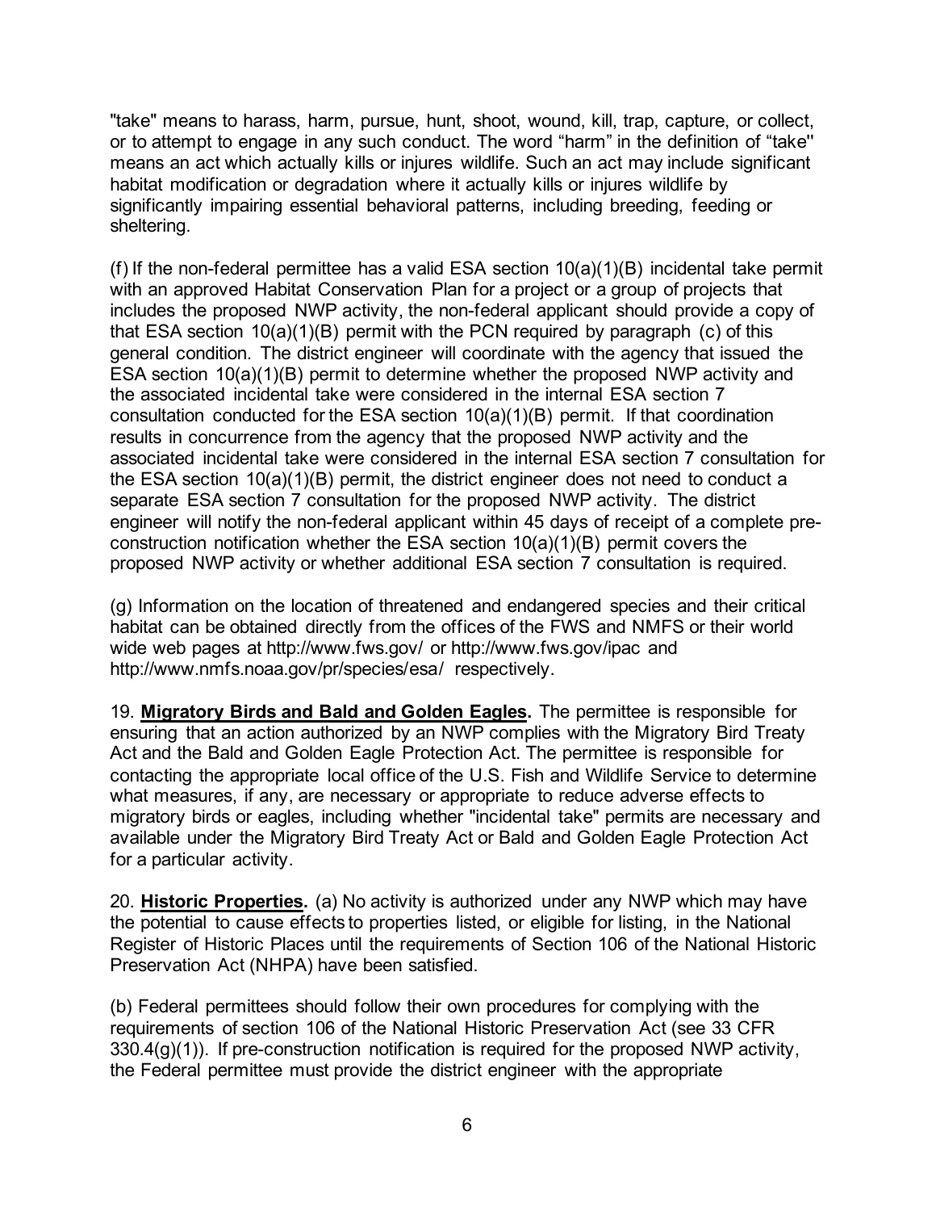"take" means to harass, harm, pursue, hunt, shoot, wound, kill, trap, capture, or collect, or to attempt to engage in any such conduct. The word "harm" in the definition of "take'' means an act which actually kills or injures wildlife. Such an act may include significant habitat modification or degradation where it actually kills or injures wildlife by significantly impairing essential behavioral patterns, including breeding, feeding or sheltering.

(f) If the non-federal permittee has a valid ESA section 10(a)(1)(B) incidental take permit with an approved Habitat Conservation Plan for a project or a group of projects that includes the proposed NWP activity, the non-federal applicant should provide a copy of that ESA section 10(a)(1)(B) permit with the PCN required by paragraph (c) of this general condition. The district engineer will coordinate with the agency that issued the ESA section 10(a)(1)(B) permit to determine whether the proposed NWP activity and the associated incidental take were considered in the internal ESA section 7 consultation conducted for the ESA section 10(a)(1)(B) permit. If that coordination results in concurrence from the agency that the proposed NWP activity and the associated incidental take were considered in the internal ESA section 7 consultation for the ESA section 10(a)(1)(B) permit, the district engineer does not need to conduct a separate ESA section 7 consultation for the proposed NWP activity. The district engineer will notify the non-federal applicant within 45 days of receipt of a complete pre-construction notification whether the ESA section 10(a)(1)(B) permit covers the proposed NWP activity or whether additional ESA section 7 consultation is required.

(g) Information on the location of threatened and endangered species and their critical habitat can be obtained directly from the offices of the FWS and NMFS or their world wide web pages at http://www.fws.gov/ or http://www.fws.gov/ipac and http://www.nmfs.noaa.gov/pr/species/esa/ respectively.

19. **Migratory Birds and Bald and Golden Eagles.** The permittee is responsible for ensuring that an action authorized by an NWP complies with the Migratory Bird Treaty Act and the Bald and Golden Eagle Protection Act. The permittee is responsible for contacting the appropriate local office of the U.S. Fish and Wildlife Service to determine what measures, if any, are necessary or appropriate to reduce adverse effects to migratory birds or eagles, including whether "incidental take" permits are necessary and available under the Migratory Bird Treaty Act or Bald and Golden Eagle Protection Act for a particular activity.

20. **Historic Properties.** (a) No activity is authorized under any NWP which may have the potential to cause effects to properties listed, or eligible for listing, in the National Register of Historic Places until the requirements of Section 106 of the National Historic Preservation Act (NHPA) have been satisfied.

(b) Federal permittees should follow their own procedures for complying with the requirements of section 106 of the National Historic Preservation Act (see 33 CFR 330.4(g)(1)). If pre-construction notification is required for the proposed NWP activity, the Federal permittee must provide the district engineer with the appropriate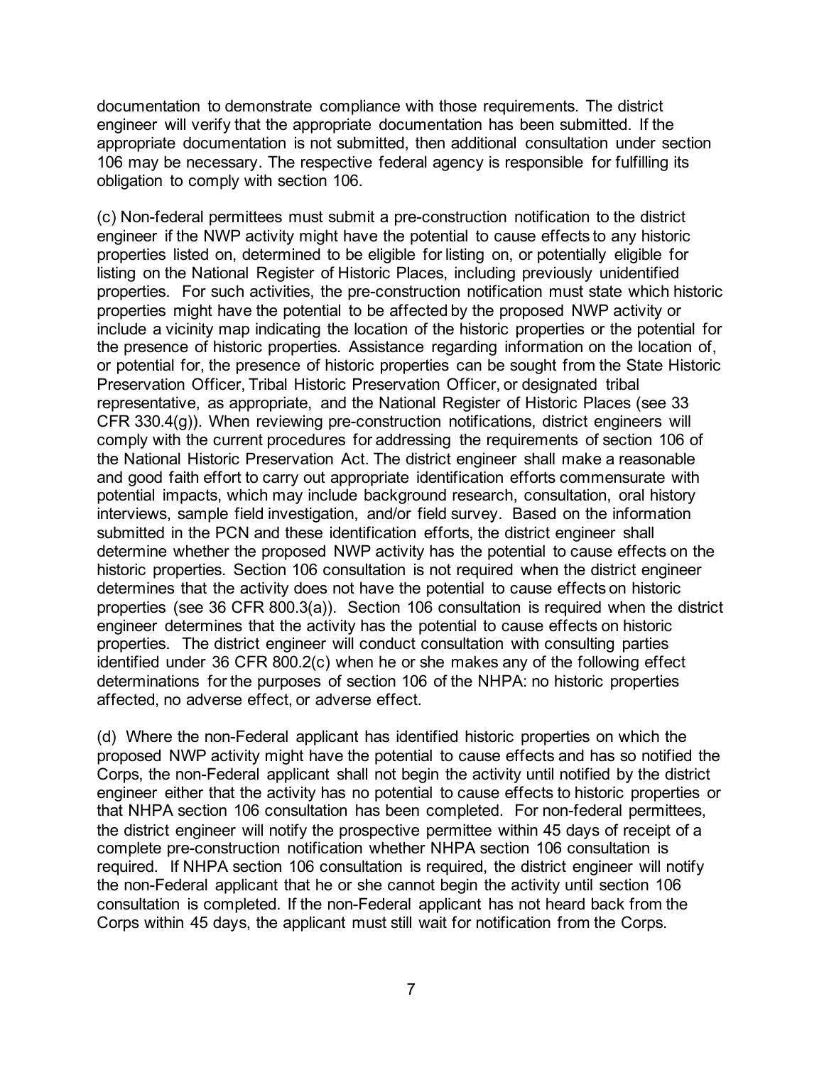documentation to demonstrate compliance with those requirements. The district engineer will verify that the appropriate documentation has been submitted. If the appropriate documentation is not submitted, then additional consultation under section 106 may be necessary. The respective federal agency is responsible for fulfilling its obligation to comply with section 106.

(c) Non-federal permittees must submit a pre-construction notification to the district engineer if the NWP activity might have the potential to cause effects to any historic properties listed on, determined to be eligible for listing on, or potentially eligible for listing on the National Register of Historic Places, including previously unidentified properties. For such activities, the pre-construction notification must state which historic properties might have the potential to be affected by the proposed NWP activity or include a vicinity map indicating the location of the historic properties or the potential for the presence of historic properties. Assistance regarding information on the location of, or potential for, the presence of historic properties can be sought from the State Historic Preservation Officer, Tribal Historic Preservation Officer, or designated tribal representative, as appropriate, and the National Register of Historic Places (see 33 CFR 330.4(g)). When reviewing pre-construction notifications, district engineers will comply with the current procedures for addressing the requirements of section 106 of the National Historic Preservation Act. The district engineer shall make a reasonable and good faith effort to carry out appropriate identification efforts commensurate with potential impacts, which may include background research, consultation, oral history interviews, sample field investigation, and/or field survey. Based on the information submitted in the PCN and these identification efforts, the district engineer shall determine whether the proposed NWP activity has the potential to cause effects on the historic properties. Section 106 consultation is not required when the district engineer determines that the activity does not have the potential to cause effects on historic properties (see 36 CFR 800.3(a)). Section 106 consultation is required when the district engineer determines that the activity has the potential to cause effects on historic properties. The district engineer will conduct consultation with consulting parties identified under 36 CFR 800.2(c) when he or she makes any of the following effect determinations for the purposes of section 106 of the NHPA: no historic properties affected, no adverse effect, or adverse effect.

(d) Where the non-Federal applicant has identified historic properties on which the proposed NWP activity might have the potential to cause effects and has so notified the Corps, the non-Federal applicant shall not begin the activity until notified by the district engineer either that the activity has no potential to cause effects to historic properties or that NHPA section 106 consultation has been completed. For non-federal permittees, the district engineer will notify the prospective permittee within 45 days of receipt of a complete pre-construction notification whether NHPA section 106 consultation is required. If NHPA section 106 consultation is required, the district engineer will notify the non-Federal applicant that he or she cannot begin the activity until section 106 consultation is completed. If the non-Federal applicant has not heard back from the Corps within 45 days, the applicant must still wait for notification from the Corps.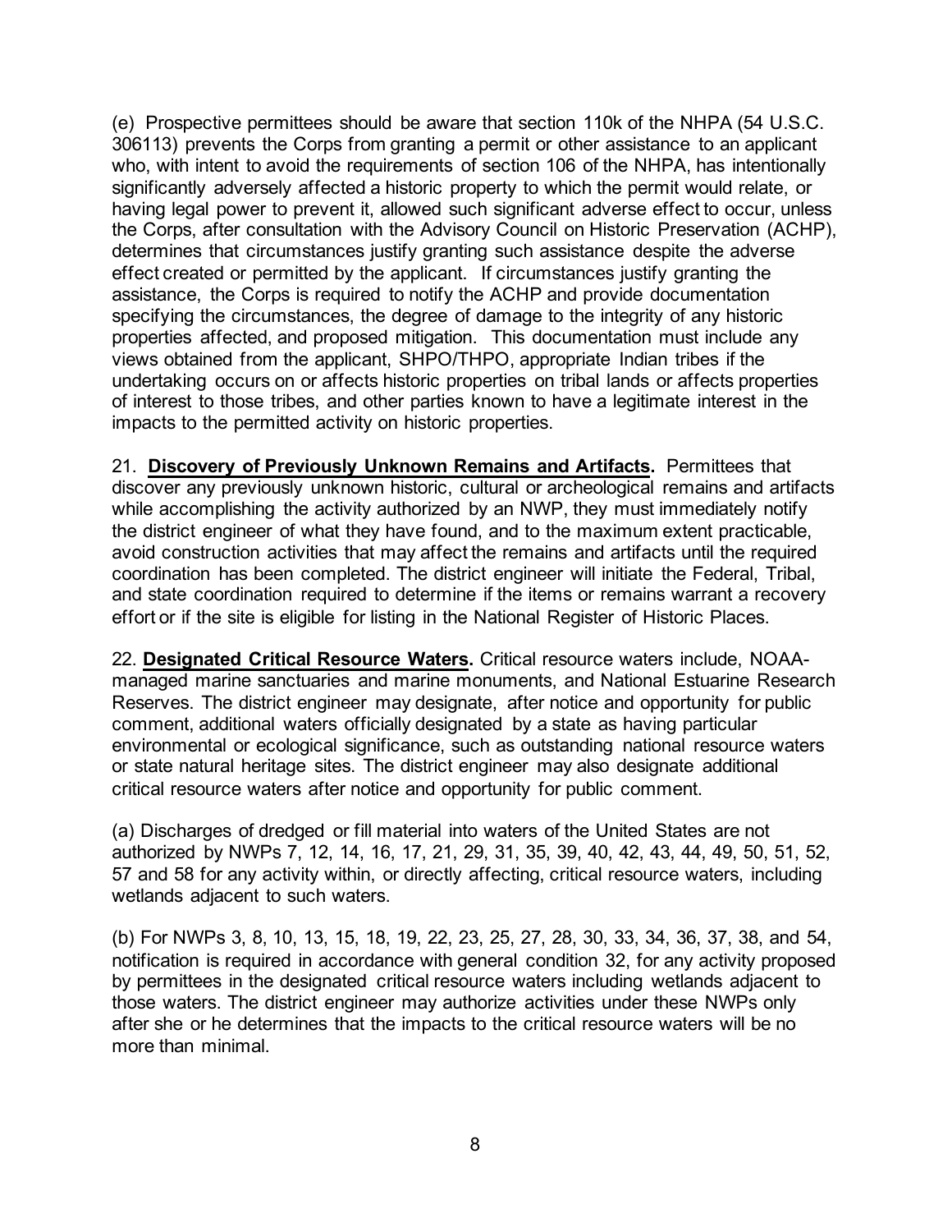(e) Prospective permittees should be aware that section 110k of the NHPA (54 U.S.C. 306113) prevents the Corps from granting a permit or other assistance to an applicant who, with intent to avoid the requirements of section 106 of the NHPA, has intentionally significantly adversely affected a historic property to which the permit would relate, or having legal power to prevent it, allowed such significant adverse effect to occur, unless the Corps, after consultation with the Advisory Council on Historic Preservation (ACHP), determines that circumstances justify granting such assistance despite the adverse effect created or permitted by the applicant. If circumstances justify granting the assistance, the Corps is required to notify the ACHP and provide documentation specifying the circumstances, the degree of damage to the integrity of any historic properties affected, and proposed mitigation. This documentation must include any views obtained from the applicant, SHPO/THPO, appropriate Indian tribes if the undertaking occurs on or affects historic properties on tribal lands or affects properties of interest to those tribes, and other parties known to have a legitimate interest in the impacts to the permitted activity on historic properties.

21. **Discovery of Previously Unknown Remains and Artifacts.** Permittees that discover any previously unknown historic, cultural or archeological remains and artifacts while accomplishing the activity authorized by an NWP, they must immediately notify the district engineer of what they have found, and to the maximum extent practicable, avoid construction activities that may affect the remains and artifacts until the required coordination has been completed. The district engineer will initiate the Federal, Tribal, and state coordination required to determine if the items or remains warrant a recovery effort or if the site is eligible for listing in the National Register of Historic Places.

22. **Designated Critical Resource Waters.** Critical resource waters include, NOAA-managed marine sanctuaries and marine monuments, and National Estuarine Research Reserves. The district engineer may designate, after notice and opportunity for public comment, additional waters officially designated by a state as having particular environmental or ecological significance, such as outstanding national resource waters or state natural heritage sites. The district engineer may also designate additional critical resource waters after notice and opportunity for public comment.

(a) Discharges of dredged or fill material into waters of the United States are not authorized by NWPs 7, 12, 14, 16, 17, 21, 29, 31, 35, 39, 40, 42, 43, 44, 49, 50, 51, 52, 57 and 58 for any activity within, or directly affecting, critical resource waters, including wetlands adjacent to such waters.

(b) For NWPs 3, 8, 10, 13, 15, 18, 19, 22, 23, 25, 27, 28, 30, 33, 34, 36, 37, 38, and 54, notification is required in accordance with general condition 32, for any activity proposed by permittees in the designated critical resource waters including wetlands adjacent to those waters. The district engineer may authorize activities under these NWPs only after she or he determines that the impacts to the critical resource waters will be no more than minimal.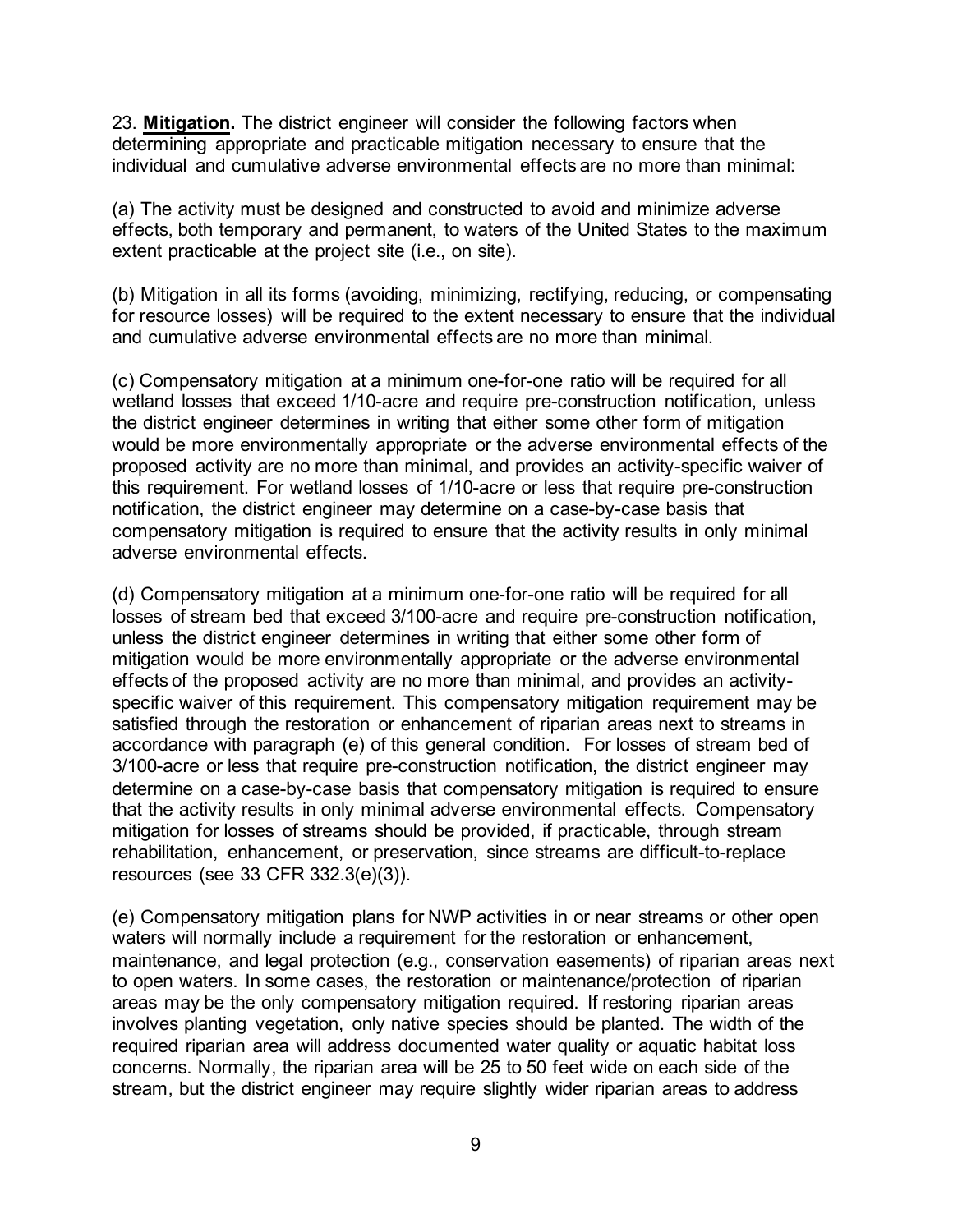23. **Mitigation.** The district engineer will consider the following factors when determining appropriate and practicable mitigation necessary to ensure that the individual and cumulative adverse environmental effects are no more than minimal:

(a) The activity must be designed and constructed to avoid and minimize adverse effects, both temporary and permanent, to waters of the United States to the maximum extent practicable at the project site (i.e., on site).

(b) Mitigation in all its forms (avoiding, minimizing, rectifying, reducing, or compensating for resource losses) will be required to the extent necessary to ensure that the individual and cumulative adverse environmental effects are no more than minimal.

(c) Compensatory mitigation at a minimum one-for-one ratio will be required for all wetland losses that exceed 1/10-acre and require pre-construction notification, unless the district engineer determines in writing that either some other form of mitigation would be more environmentally appropriate or the adverse environmental effects of the proposed activity are no more than minimal, and provides an activity-specific waiver of this requirement. For wetland losses of 1/10-acre or less that require pre-construction notification, the district engineer may determine on a case-by-case basis that compensatory mitigation is required to ensure that the activity results in only minimal adverse environmental effects.

(d) Compensatory mitigation at a minimum one-for-one ratio will be required for all losses of stream bed that exceed 3/100-acre and require pre-construction notification, unless the district engineer determines in writing that either some other form of mitigation would be more environmentally appropriate or the adverse environmental effects of the proposed activity are no more than minimal, and provides an activity-specific waiver of this requirement. This compensatory mitigation requirement may be satisfied through the restoration or enhancement of riparian areas next to streams in accordance with paragraph (e) of this general condition. For losses of stream bed of 3/100-acre or less that require pre-construction notification, the district engineer may determine on a case-by-case basis that compensatory mitigation is required to ensure that the activity results in only minimal adverse environmental effects. Compensatory mitigation for losses of streams should be provided, if practicable, through stream rehabilitation, enhancement, or preservation, since streams are difficult-to-replace resources (see 33 CFR 332.3(e)(3)).

(e) Compensatory mitigation plans for NWP activities in or near streams or other open waters will normally include a requirement for the restoration or enhancement, maintenance, and legal protection (e.g., conservation easements) of riparian areas next to open waters. In some cases, the restoration or maintenance/protection of riparian areas may be the only compensatory mitigation required. If restoring riparian areas involves planting vegetation, only native species should be planted. The width of the required riparian area will address documented water quality or aquatic habitat loss concerns. Normally, the riparian area will be 25 to 50 feet wide on each side of the stream, but the district engineer may require slightly wider riparian areas to address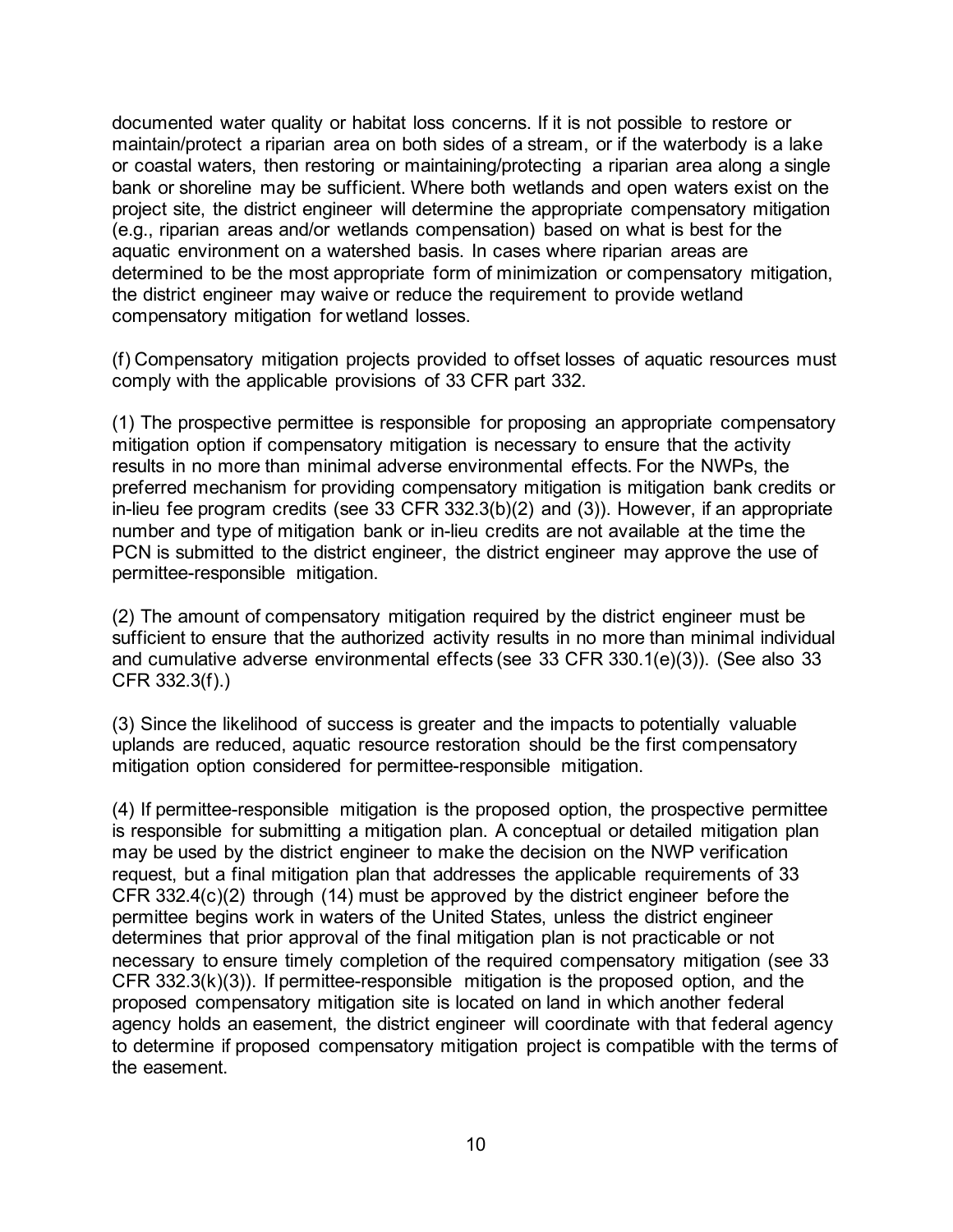documented water quality or habitat loss concerns. If it is not possible to restore or maintain/protect a riparian area on both sides of a stream, or if the waterbody is a lake or coastal waters, then restoring or maintaining/protecting a riparian area along a single bank or shoreline may be sufficient. Where both wetlands and open waters exist on the project site, the district engineer will determine the appropriate compensatory mitigation (e.g., riparian areas and/or wetlands compensation) based on what is best for the aquatic environment on a watershed basis. In cases where riparian areas are determined to be the most appropriate form of minimization or compensatory mitigation, the district engineer may waive or reduce the requirement to provide wetland compensatory mitigation for wetland losses.

(f) Compensatory mitigation projects provided to offset losses of aquatic resources must comply with the applicable provisions of 33 CFR part 332.

(1) The prospective permittee is responsible for proposing an appropriate compensatory mitigation option if compensatory mitigation is necessary to ensure that the activity results in no more than minimal adverse environmental effects. For the NWPs, the preferred mechanism for providing compensatory mitigation is mitigation bank credits or in-lieu fee program credits (see 33 CFR 332.3(b)(2) and (3)). However, if an appropriate number and type of mitigation bank or in-lieu credits are not available at the time the PCN is submitted to the district engineer, the district engineer may approve the use of permittee-responsible mitigation.

(2) The amount of compensatory mitigation required by the district engineer must be sufficient to ensure that the authorized activity results in no more than minimal individual and cumulative adverse environmental effects (see 33 CFR 330.1(e)(3)). (See also 33 CFR 332.3(f).)

(3) Since the likelihood of success is greater and the impacts to potentially valuable uplands are reduced, aquatic resource restoration should be the first compensatory mitigation option considered for permittee-responsible mitigation.

(4) If permittee-responsible mitigation is the proposed option, the prospective permittee is responsible for submitting a mitigation plan. A conceptual or detailed mitigation plan may be used by the district engineer to make the decision on the NWP verification request, but a final mitigation plan that addresses the applicable requirements of 33 CFR 332.4(c)(2) through (14) must be approved by the district engineer before the permittee begins work in waters of the United States, unless the district engineer determines that prior approval of the final mitigation plan is not practicable or not necessary to ensure timely completion of the required compensatory mitigation (see 33 CFR 332.3(k)(3)). If permittee-responsible mitigation is the proposed option, and the proposed compensatory mitigation site is located on land in which another federal agency holds an easement, the district engineer will coordinate with that federal agency to determine if proposed compensatory mitigation project is compatible with the terms of the easement.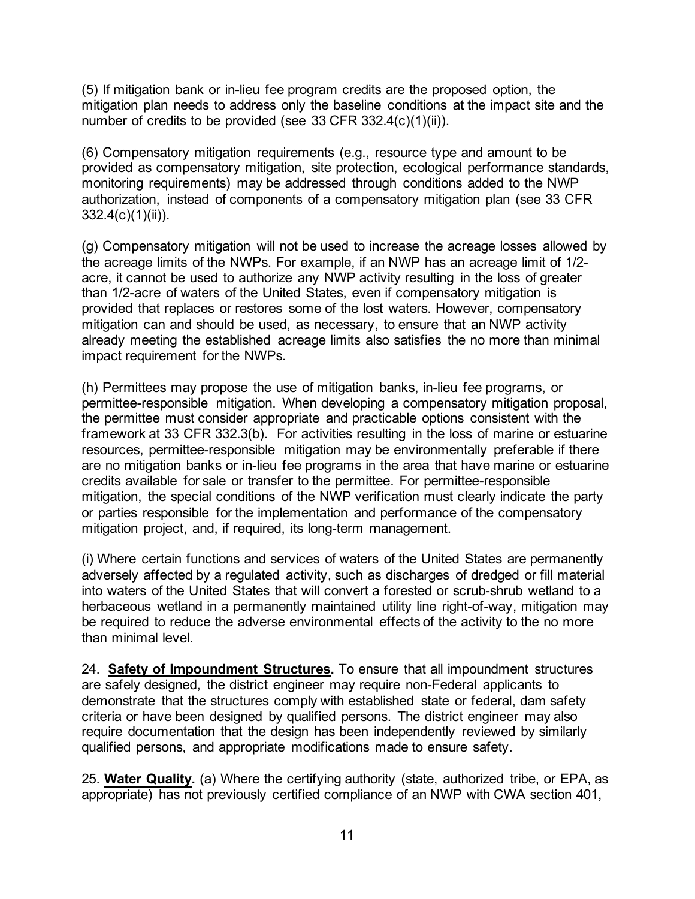(5) If mitigation bank or in-lieu fee program credits are the proposed option, the mitigation plan needs to address only the baseline conditions at the impact site and the number of credits to be provided (see 33 CFR 332.4(c)(1)(ii)).

(6) Compensatory mitigation requirements (e.g., resource type and amount to be provided as compensatory mitigation, site protection, ecological performance standards, monitoring requirements) may be addressed through conditions added to the NWP authorization, instead of components of a compensatory mitigation plan (see 33 CFR 332.4(c)(1)(ii)).

(g) Compensatory mitigation will not be used to increase the acreage losses allowed by the acreage limits of the NWPs. For example, if an NWP has an acreage limit of 1/2-acre, it cannot be used to authorize any NWP activity resulting in the loss of greater than 1/2-acre of waters of the United States, even if compensatory mitigation is provided that replaces or restores some of the lost waters. However, compensatory mitigation can and should be used, as necessary, to ensure that an NWP activity already meeting the established acreage limits also satisfies the no more than minimal impact requirement for the NWPs.

(h) Permittees may propose the use of mitigation banks, in-lieu fee programs, or permittee-responsible mitigation. When developing a compensatory mitigation proposal, the permittee must consider appropriate and practicable options consistent with the framework at 33 CFR 332.3(b). For activities resulting in the loss of marine or estuarine resources, permittee-responsible mitigation may be environmentally preferable if there are no mitigation banks or in-lieu fee programs in the area that have marine or estuarine credits available for sale or transfer to the permittee. For permittee-responsible mitigation, the special conditions of the NWP verification must clearly indicate the party or parties responsible for the implementation and performance of the compensatory mitigation project, and, if required, its long-term management.

(i) Where certain functions and services of waters of the United States are permanently adversely affected by a regulated activity, such as discharges of dredged or fill material into waters of the United States that will convert a forested or scrub-shrub wetland to a herbaceous wetland in a permanently maintained utility line right-of-way, mitigation may be required to reduce the adverse environmental effects of the activity to the no more than minimal level.

24. **Safety of Impoundment Structures.** To ensure that all impoundment structures are safely designed, the district engineer may require non-Federal applicants to demonstrate that the structures comply with established state or federal, dam safety criteria or have been designed by qualified persons. The district engineer may also require documentation that the design has been independently reviewed by similarly qualified persons, and appropriate modifications made to ensure safety.

25. **Water Quality.** (a) Where the certifying authority (state, authorized tribe, or EPA, as appropriate) has not previously certified compliance of an NWP with CWA section 401,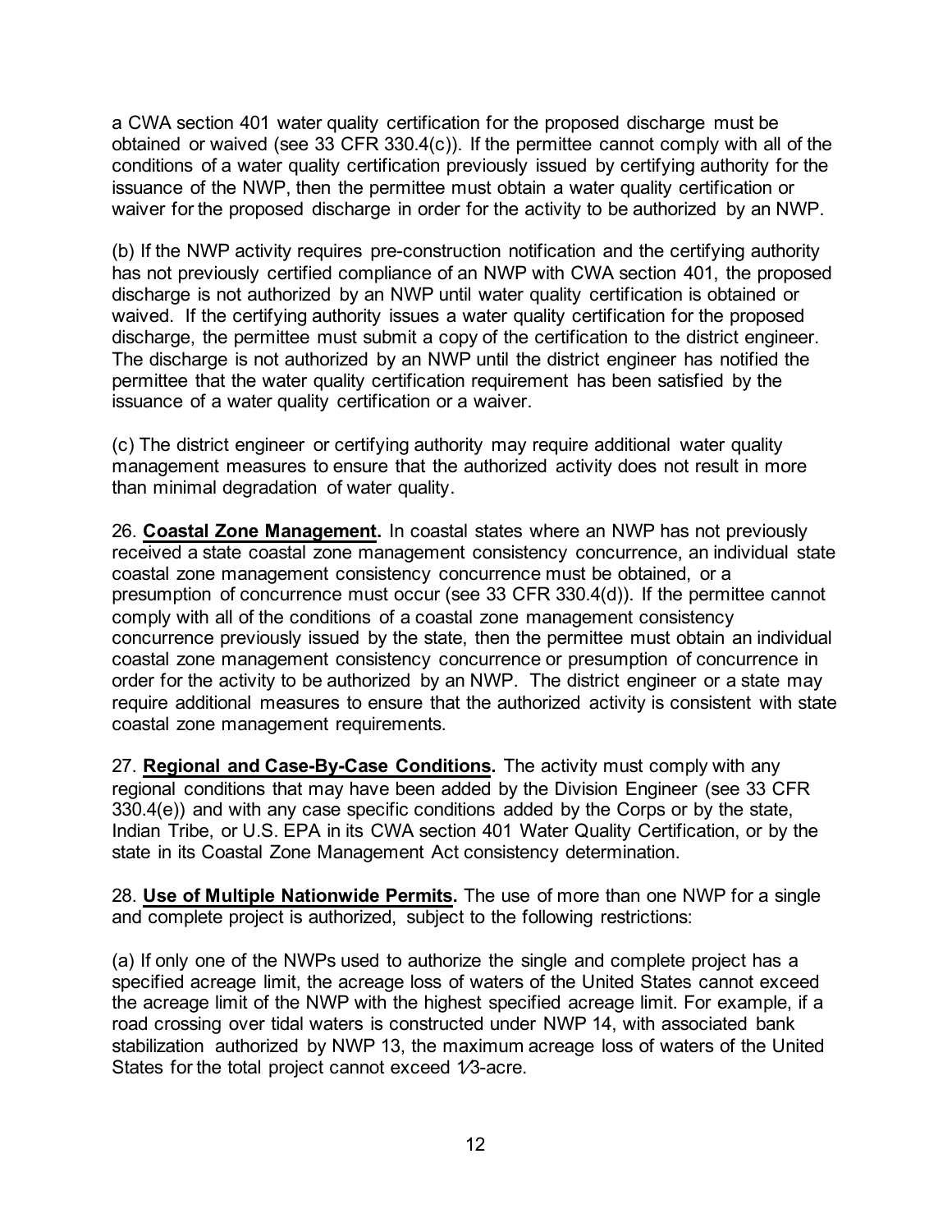a CWA section 401 water quality certification for the proposed discharge must be obtained or waived (see 33 CFR 330.4(c)). If the permittee cannot comply with all of the conditions of a water quality certification previously issued by certifying authority for the issuance of the NWP, then the permittee must obtain a water quality certification or waiver for the proposed discharge in order for the activity to be authorized by an NWP.

(b) If the NWP activity requires pre-construction notification and the certifying authority has not previously certified compliance of an NWP with CWA section 401, the proposed discharge is not authorized by an NWP until water quality certification is obtained or waived. If the certifying authority issues a water quality certification for the proposed discharge, the permittee must submit a copy of the certification to the district engineer. The discharge is not authorized by an NWP until the district engineer has notified the permittee that the water quality certification requirement has been satisfied by the issuance of a water quality certification or a waiver.

(c) The district engineer or certifying authority may require additional water quality management measures to ensure that the authorized activity does not result in more than minimal degradation of water quality.

26. **Coastal Zone Management.** In coastal states where an NWP has not previously received a state coastal zone management consistency concurrence, an individual state coastal zone management consistency concurrence must be obtained, or a presumption of concurrence must occur (see 33 CFR 330.4(d)). If the permittee cannot comply with all of the conditions of a coastal zone management consistency concurrence previously issued by the state, then the permittee must obtain an individual coastal zone management consistency concurrence or presumption of concurrence in order for the activity to be authorized by an NWP. The district engineer or a state may require additional measures to ensure that the authorized activity is consistent with state coastal zone management requirements.

27. **Regional and Case-By-Case Conditions.** The activity must comply with any regional conditions that may have been added by the Division Engineer (see 33 CFR 330.4(e)) and with any case specific conditions added by the Corps or by the state, Indian Tribe, or U.S. EPA in its CWA section 401 Water Quality Certification, or by the state in its Coastal Zone Management Act consistency determination.

28. **Use of Multiple Nationwide Permits.** The use of more than one NWP for a single and complete project is authorized, subject to the following restrictions:

(a) If only one of the NWPs used to authorize the single and complete project has a specified acreage limit, the acreage loss of waters of the United States cannot exceed the acreage limit of the NWP with the highest specified acreage limit. For example, if a road crossing over tidal waters is constructed under NWP 14, with associated bank stabilization authorized by NWP 13, the maximum acreage loss of waters of the United States for the total project cannot exceed 1⁄3-acre.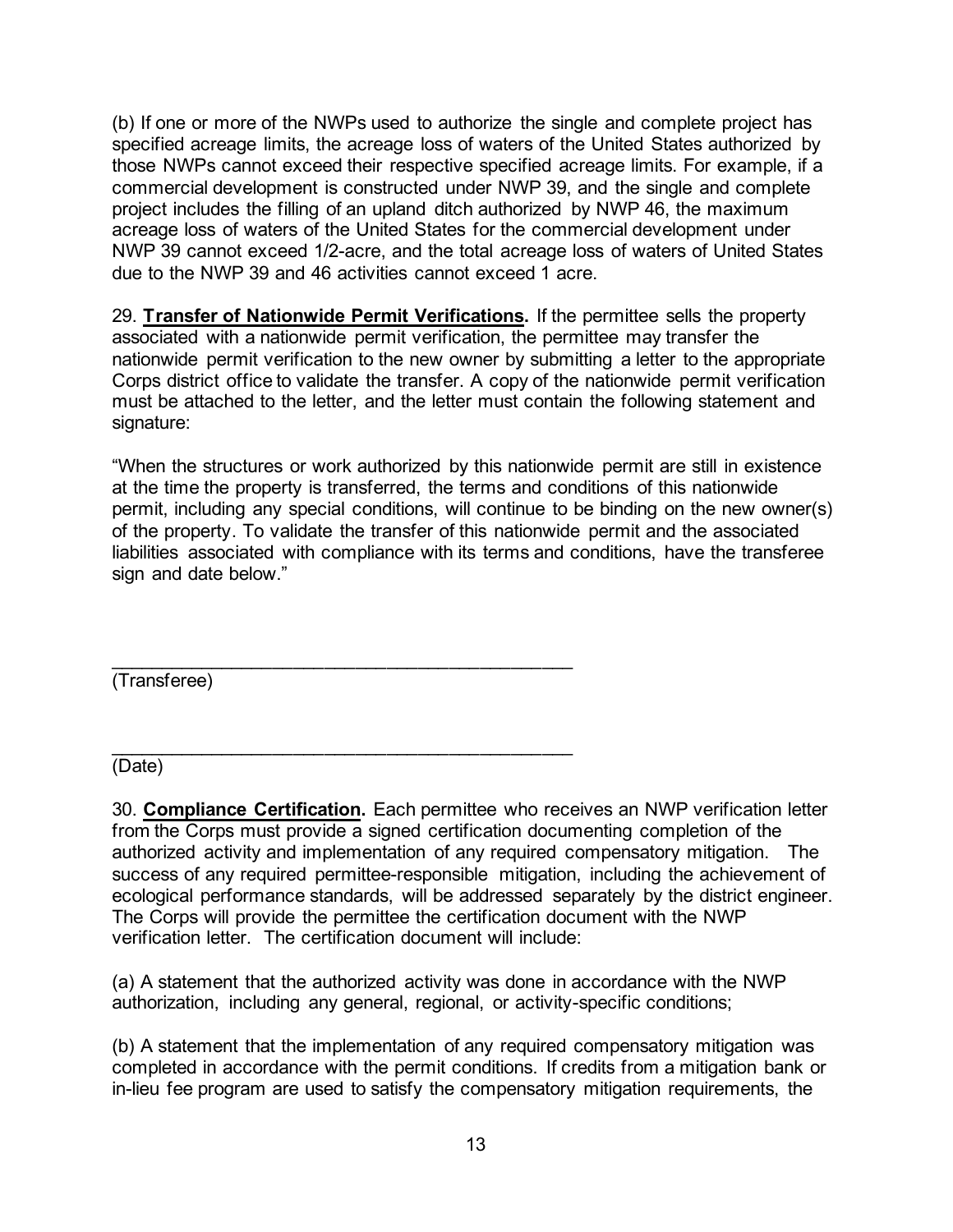(b) If one or more of the NWPs used to authorize the single and complete project has specified acreage limits, the acreage loss of waters of the United States authorized by those NWPs cannot exceed their respective specified acreage limits. For example, if a commercial development is constructed under NWP 39, and the single and complete project includes the filling of an upland ditch authorized by NWP 46, the maximum acreage loss of waters of the United States for the commercial development under NWP 39 cannot exceed 1/2-acre, and the total acreage loss of waters of United States due to the NWP 39 and 46 activities cannot exceed 1 acre.

29. **Transfer of Nationwide Permit Verifications.** If the permittee sells the property associated with a nationwide permit verification, the permittee may transfer the nationwide permit verification to the new owner by submitting a letter to the appropriate Corps district office to validate the transfer. A copy of the nationwide permit verification must be attached to the letter, and the letter must contain the following statement and signature:

"When the structures or work authorized by this nationwide permit are still in existence at the time the property is transferred, the terms and conditions of this nationwide permit, including any special conditions, will continue to be binding on the new owner(s) of the property. To validate the transfer of this nationwide permit and the associated liabilities associated with compliance with its terms and conditions, have the transferee sign and date below."

_______________________________________________
(Transferee)

_______________________________________________
(Date)

30. **Compliance Certification.** Each permittee who receives an NWP verification letter from the Corps must provide a signed certification documenting completion of the authorized activity and implementation of any required compensatory mitigation. The success of any required permittee-responsible mitigation, including the achievement of ecological performance standards, will be addressed separately by the district engineer. The Corps will provide the permittee the certification document with the NWP verification letter. The certification document will include:

(a) A statement that the authorized activity was done in accordance with the NWP authorization, including any general, regional, or activity-specific conditions;

(b) A statement that the implementation of any required compensatory mitigation was completed in accordance with the permit conditions. If credits from a mitigation bank or in-lieu fee program are used to satisfy the compensatory mitigation requirements, the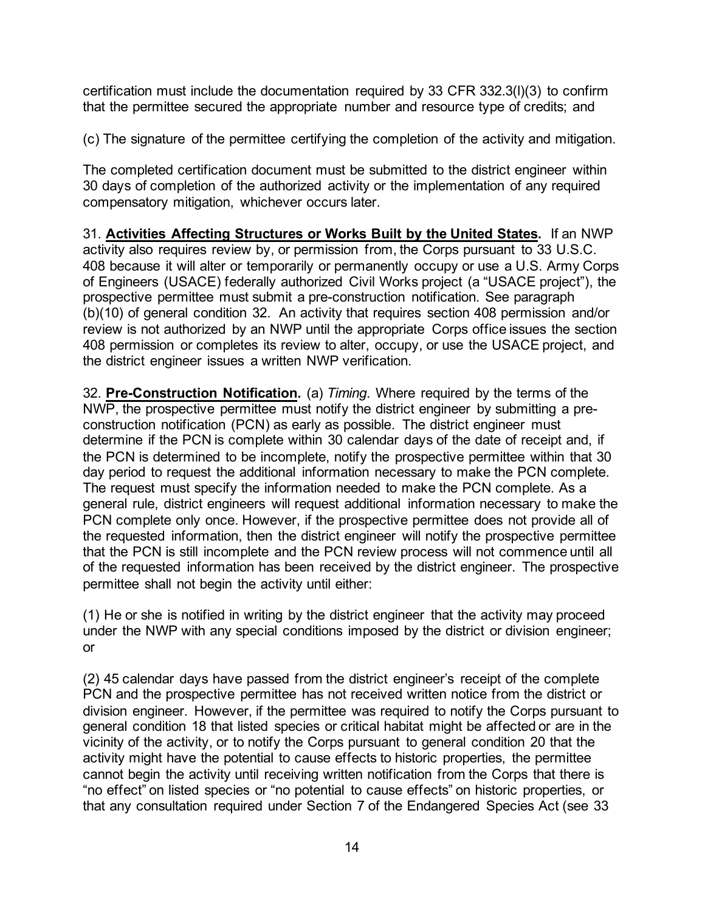certification must include the documentation required by 33 CFR 332.3(l)(3) to confirm that the permittee secured the appropriate number and resource type of credits; and

(c) The signature of the permittee certifying the completion of the activity and mitigation.

The completed certification document must be submitted to the district engineer within 30 days of completion of the authorized activity or the implementation of any required compensatory mitigation, whichever occurs later.

31. **Activities Affecting Structures or Works Built by the United States.** If an NWP activity also requires review by, or permission from, the Corps pursuant to 33 U.S.C. 408 because it will alter or temporarily or permanently occupy or use a U.S. Army Corps of Engineers (USACE) federally authorized Civil Works project (a "USACE project"), the prospective permittee must submit a pre-construction notification. See paragraph (b)(10) of general condition 32. An activity that requires section 408 permission and/or review is not authorized by an NWP until the appropriate Corps office issues the section 408 permission or completes its review to alter, occupy, or use the USACE project, and the district engineer issues a written NWP verification.

32. **Pre-Construction Notification.** (a) *Timing*. Where required by the terms of the NWP, the prospective permittee must notify the district engineer by submitting a pre-construction notification (PCN) as early as possible. The district engineer must determine if the PCN is complete within 30 calendar days of the date of receipt and, if the PCN is determined to be incomplete, notify the prospective permittee within that 30 day period to request the additional information necessary to make the PCN complete. The request must specify the information needed to make the PCN complete. As a general rule, district engineers will request additional information necessary to make the PCN complete only once. However, if the prospective permittee does not provide all of the requested information, then the district engineer will notify the prospective permittee that the PCN is still incomplete and the PCN review process will not commence until all of the requested information has been received by the district engineer. The prospective permittee shall not begin the activity until either:

(1) He or she is notified in writing by the district engineer that the activity may proceed under the NWP with any special conditions imposed by the district or division engineer; or

(2) 45 calendar days have passed from the district engineer's receipt of the complete PCN and the prospective permittee has not received written notice from the district or division engineer. However, if the permittee was required to notify the Corps pursuant to general condition 18 that listed species or critical habitat might be affected or are in the vicinity of the activity, or to notify the Corps pursuant to general condition 20 that the activity might have the potential to cause effects to historic properties, the permittee cannot begin the activity until receiving written notification from the Corps that there is "no effect" on listed species or "no potential to cause effects" on historic properties, or that any consultation required under Section 7 of the Endangered Species Act (see 33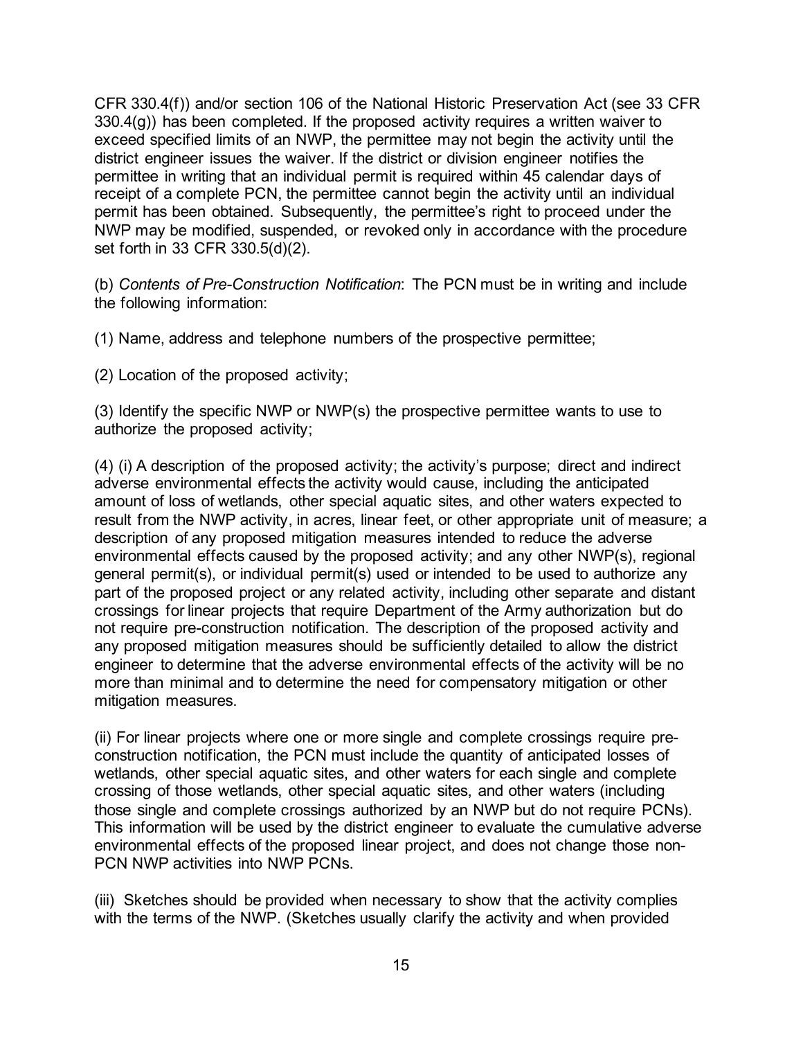CFR 330.4(f)) and/or section 106 of the National Historic Preservation Act (see 33 CFR 330.4(g)) has been completed. If the proposed activity requires a written waiver to exceed specified limits of an NWP, the permittee may not begin the activity until the district engineer issues the waiver. If the district or division engineer notifies the permittee in writing that an individual permit is required within 45 calendar days of receipt of a complete PCN, the permittee cannot begin the activity until an individual permit has been obtained. Subsequently, the permittee's right to proceed under the NWP may be modified, suspended, or revoked only in accordance with the procedure set forth in 33 CFR 330.5(d)(2).

(b) *Contents of Pre-Construction Notification*: The PCN must be in writing and include the following information:

(1) Name, address and telephone numbers of the prospective permittee;

(2) Location of the proposed activity;

(3) Identify the specific NWP or NWP(s) the prospective permittee wants to use to authorize the proposed activity;

(4) (i) A description of the proposed activity; the activity's purpose; direct and indirect adverse environmental effects the activity would cause, including the anticipated amount of loss of wetlands, other special aquatic sites, and other waters expected to result from the NWP activity, in acres, linear feet, or other appropriate unit of measure; a description of any proposed mitigation measures intended to reduce the adverse environmental effects caused by the proposed activity; and any other NWP(s), regional general permit(s), or individual permit(s) used or intended to be used to authorize any part of the proposed project or any related activity, including other separate and distant crossings for linear projects that require Department of the Army authorization but do not require pre-construction notification. The description of the proposed activity and any proposed mitigation measures should be sufficiently detailed to allow the district engineer to determine that the adverse environmental effects of the activity will be no more than minimal and to determine the need for compensatory mitigation or other mitigation measures.

(ii) For linear projects where one or more single and complete crossings require pre-construction notification, the PCN must include the quantity of anticipated losses of wetlands, other special aquatic sites, and other waters for each single and complete crossing of those wetlands, other special aquatic sites, and other waters (including those single and complete crossings authorized by an NWP but do not require PCNs). This information will be used by the district engineer to evaluate the cumulative adverse environmental effects of the proposed linear project, and does not change those non-PCN NWP activities into NWP PCNs.

(iii) Sketches should be provided when necessary to show that the activity complies with the terms of the NWP. (Sketches usually clarify the activity and when provided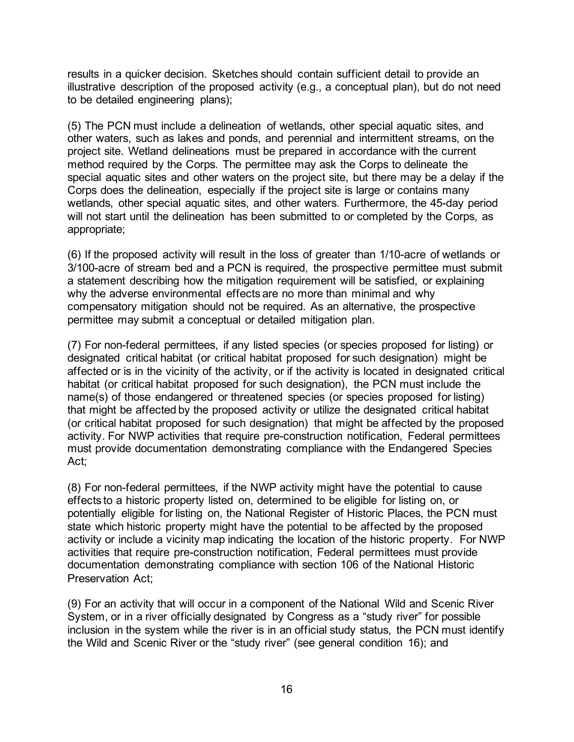results in a quicker decision. Sketches should contain sufficient detail to provide an illustrative description of the proposed activity (e.g., a conceptual plan), but do not need to be detailed engineering plans);

(5) The PCN must include a delineation of wetlands, other special aquatic sites, and other waters, such as lakes and ponds, and perennial and intermittent streams, on the project site. Wetland delineations must be prepared in accordance with the current method required by the Corps. The permittee may ask the Corps to delineate the special aquatic sites and other waters on the project site, but there may be a delay if the Corps does the delineation, especially if the project site is large or contains many wetlands, other special aquatic sites, and other waters. Furthermore, the 45-day period will not start until the delineation has been submitted to or completed by the Corps, as appropriate;

(6) If the proposed activity will result in the loss of greater than 1/10-acre of wetlands or 3/100-acre of stream bed and a PCN is required, the prospective permittee must submit a statement describing how the mitigation requirement will be satisfied, or explaining why the adverse environmental effects are no more than minimal and why compensatory mitigation should not be required. As an alternative, the prospective permittee may submit a conceptual or detailed mitigation plan.

(7) For non-federal permittees, if any listed species (or species proposed for listing) or designated critical habitat (or critical habitat proposed for such designation) might be affected or is in the vicinity of the activity, or if the activity is located in designated critical habitat (or critical habitat proposed for such designation), the PCN must include the name(s) of those endangered or threatened species (or species proposed for listing) that might be affected by the proposed activity or utilize the designated critical habitat (or critical habitat proposed for such designation) that might be affected by the proposed activity. For NWP activities that require pre-construction notification, Federal permittees must provide documentation demonstrating compliance with the Endangered Species Act;

(8) For non-federal permittees, if the NWP activity might have the potential to cause effects to a historic property listed on, determined to be eligible for listing on, or potentially eligible for listing on, the National Register of Historic Places, the PCN must state which historic property might have the potential to be affected by the proposed activity or include a vicinity map indicating the location of the historic property. For NWP activities that require pre-construction notification, Federal permittees must provide documentation demonstrating compliance with section 106 of the National Historic Preservation Act;

(9) For an activity that will occur in a component of the National Wild and Scenic River System, or in a river officially designated by Congress as a "study river" for possible inclusion in the system while the river is in an official study status, the PCN must identify the Wild and Scenic River or the "study river" (see general condition 16); and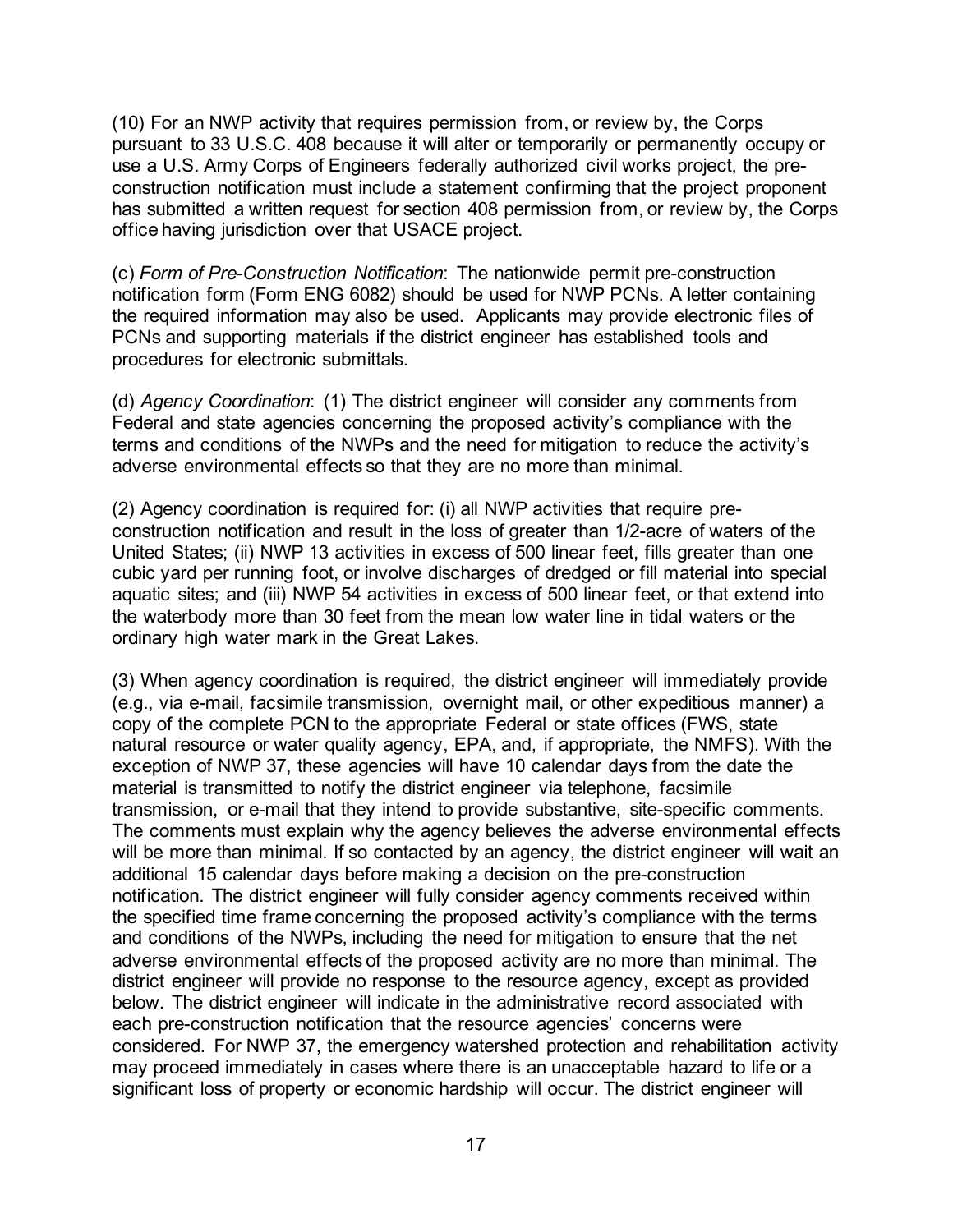(10) For an NWP activity that requires permission from, or review by, the Corps pursuant to 33 U.S.C. 408 because it will alter or temporarily or permanently occupy or use a U.S. Army Corps of Engineers federally authorized civil works project, the pre-construction notification must include a statement confirming that the project proponent has submitted a written request for section 408 permission from, or review by, the Corps office having jurisdiction over that USACE project.

(c) *Form of Pre-Construction Notification*: The nationwide permit pre-construction notification form (Form ENG 6082) should be used for NWP PCNs. A letter containing the required information may also be used. Applicants may provide electronic files of PCNs and supporting materials if the district engineer has established tools and procedures for electronic submittals.

(d) *Agency Coordination*: (1) The district engineer will consider any comments from Federal and state agencies concerning the proposed activity's compliance with the terms and conditions of the NWPs and the need for mitigation to reduce the activity's adverse environmental effects so that they are no more than minimal.

(2) Agency coordination is required for: (i) all NWP activities that require pre-construction notification and result in the loss of greater than 1/2-acre of waters of the United States; (ii) NWP 13 activities in excess of 500 linear feet, fills greater than one cubic yard per running foot, or involve discharges of dredged or fill material into special aquatic sites; and (iii) NWP 54 activities in excess of 500 linear feet, or that extend into the waterbody more than 30 feet from the mean low water line in tidal waters or the ordinary high water mark in the Great Lakes.

(3) When agency coordination is required, the district engineer will immediately provide (e.g., via e-mail, facsimile transmission, overnight mail, or other expeditious manner) a copy of the complete PCN to the appropriate Federal or state offices (FWS, state natural resource or water quality agency, EPA, and, if appropriate, the NMFS). With the exception of NWP 37, these agencies will have 10 calendar days from the date the material is transmitted to notify the district engineer via telephone, facsimile transmission, or e-mail that they intend to provide substantive, site-specific comments. The comments must explain why the agency believes the adverse environmental effects will be more than minimal. If so contacted by an agency, the district engineer will wait an additional 15 calendar days before making a decision on the pre-construction notification. The district engineer will fully consider agency comments received within the specified time frame concerning the proposed activity's compliance with the terms and conditions of the NWPs, including the need for mitigation to ensure that the net adverse environmental effects of the proposed activity are no more than minimal. The district engineer will provide no response to the resource agency, except as provided below. The district engineer will indicate in the administrative record associated with each pre-construction notification that the resource agencies' concerns were considered. For NWP 37, the emergency watershed protection and rehabilitation activity may proceed immediately in cases where there is an unacceptable hazard to life or a significant loss of property or economic hardship will occur. The district engineer will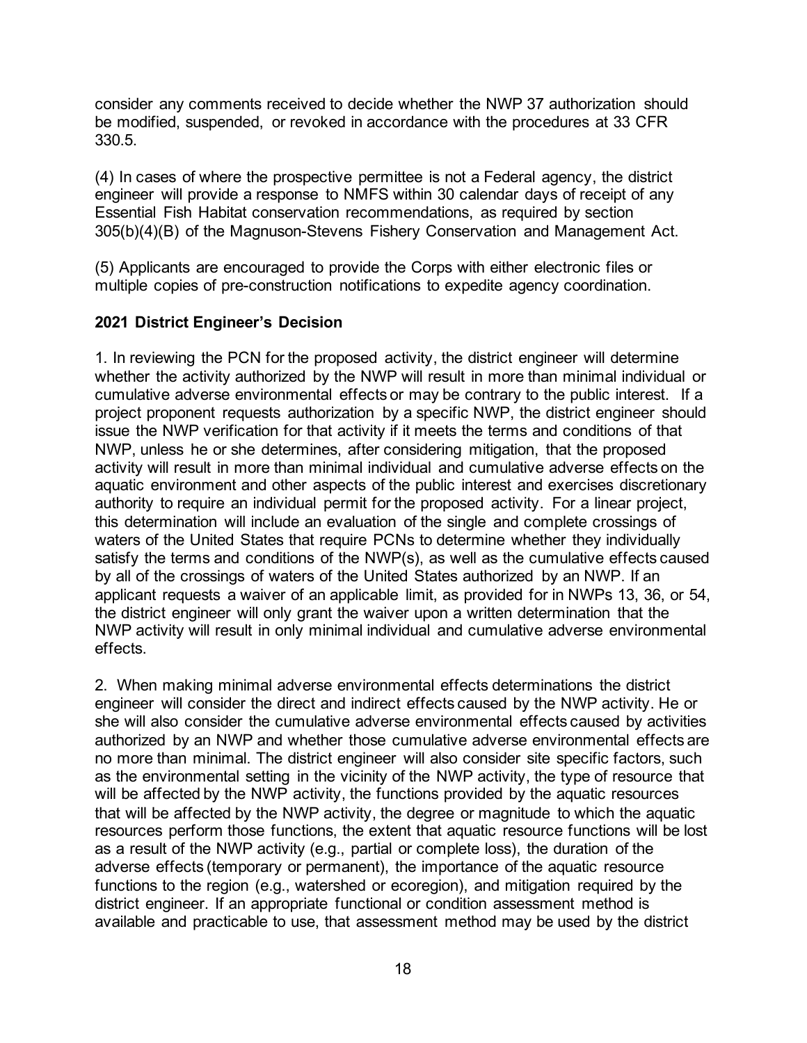consider any comments received to decide whether the NWP 37 authorization should be modified, suspended, or revoked in accordance with the procedures at 33 CFR 330.5.

(4) In cases of where the prospective permittee is not a Federal agency, the district engineer will provide a response to NMFS within 30 calendar days of receipt of any Essential Fish Habitat conservation recommendations, as required by section 305(b)(4)(B) of the Magnuson-Stevens Fishery Conservation and Management Act.

(5) Applicants are encouraged to provide the Corps with either electronic files or multiple copies of pre-construction notifications to expedite agency coordination.

**2021 District Engineer's Decision**

1. In reviewing the PCN for the proposed activity, the district engineer will determine whether the activity authorized by the NWP will result in more than minimal individual or cumulative adverse environmental effects or may be contrary to the public interest. If a project proponent requests authorization by a specific NWP, the district engineer should issue the NWP verification for that activity if it meets the terms and conditions of that NWP, unless he or she determines, after considering mitigation, that the proposed activity will result in more than minimal individual and cumulative adverse effects on the aquatic environment and other aspects of the public interest and exercises discretionary authority to require an individual permit for the proposed activity. For a linear project, this determination will include an evaluation of the single and complete crossings of waters of the United States that require PCNs to determine whether they individually satisfy the terms and conditions of the NWP(s), as well as the cumulative effects caused by all of the crossings of waters of the United States authorized by an NWP. If an applicant requests a waiver of an applicable limit, as provided for in NWPs 13, 36, or 54, the district engineer will only grant the waiver upon a written determination that the NWP activity will result in only minimal individual and cumulative adverse environmental effects.

2. When making minimal adverse environmental effects determinations the district engineer will consider the direct and indirect effects caused by the NWP activity. He or she will also consider the cumulative adverse environmental effects caused by activities authorized by an NWP and whether those cumulative adverse environmental effects are no more than minimal. The district engineer will also consider site specific factors, such as the environmental setting in the vicinity of the NWP activity, the type of resource that will be affected by the NWP activity, the functions provided by the aquatic resources that will be affected by the NWP activity, the degree or magnitude to which the aquatic resources perform those functions, the extent that aquatic resource functions will be lost as a result of the NWP activity (e.g., partial or complete loss), the duration of the adverse effects (temporary or permanent), the importance of the aquatic resource functions to the region (e.g., watershed or ecoregion), and mitigation required by the district engineer. If an appropriate functional or condition assessment method is available and practicable to use, that assessment method may be used by the district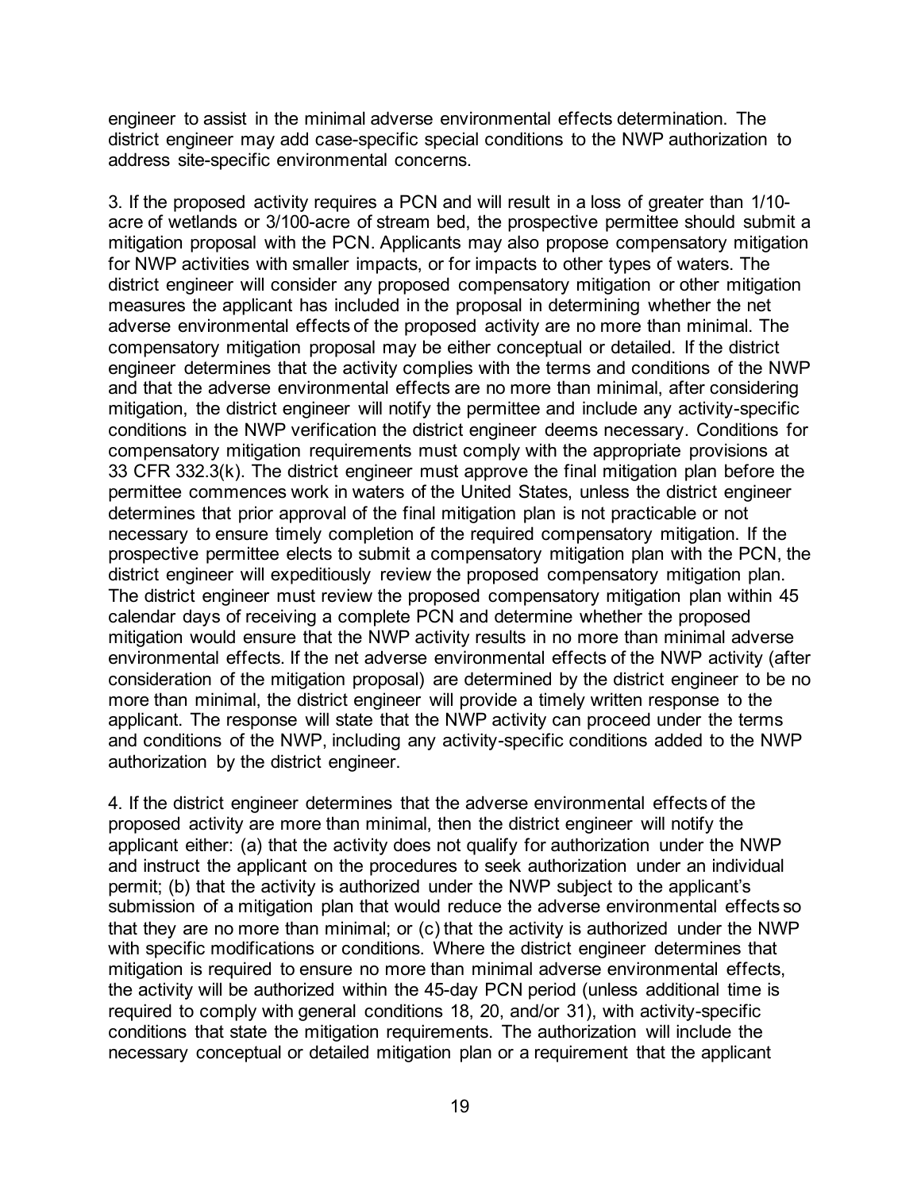engineer to assist in the minimal adverse environmental effects determination. The district engineer may add case-specific special conditions to the NWP authorization to address site-specific environmental concerns.

3. If the proposed activity requires a PCN and will result in a loss of greater than 1/10-acre of wetlands or 3/100-acre of stream bed, the prospective permittee should submit a mitigation proposal with the PCN. Applicants may also propose compensatory mitigation for NWP activities with smaller impacts, or for impacts to other types of waters. The district engineer will consider any proposed compensatory mitigation or other mitigation measures the applicant has included in the proposal in determining whether the net adverse environmental effects of the proposed activity are no more than minimal. The compensatory mitigation proposal may be either conceptual or detailed. If the district engineer determines that the activity complies with the terms and conditions of the NWP and that the adverse environmental effects are no more than minimal, after considering mitigation, the district engineer will notify the permittee and include any activity-specific conditions in the NWP verification the district engineer deems necessary. Conditions for compensatory mitigation requirements must comply with the appropriate provisions at 33 CFR 332.3(k). The district engineer must approve the final mitigation plan before the permittee commences work in waters of the United States, unless the district engineer determines that prior approval of the final mitigation plan is not practicable or not necessary to ensure timely completion of the required compensatory mitigation. If the prospective permittee elects to submit a compensatory mitigation plan with the PCN, the district engineer will expeditiously review the proposed compensatory mitigation plan. The district engineer must review the proposed compensatory mitigation plan within 45 calendar days of receiving a complete PCN and determine whether the proposed mitigation would ensure that the NWP activity results in no more than minimal adverse environmental effects. If the net adverse environmental effects of the NWP activity (after consideration of the mitigation proposal) are determined by the district engineer to be no more than minimal, the district engineer will provide a timely written response to the applicant. The response will state that the NWP activity can proceed under the terms and conditions of the NWP, including any activity-specific conditions added to the NWP authorization by the district engineer.

4. If the district engineer determines that the adverse environmental effects of the proposed activity are more than minimal, then the district engineer will notify the applicant either: (a) that the activity does not qualify for authorization under the NWP and instruct the applicant on the procedures to seek authorization under an individual permit; (b) that the activity is authorized under the NWP subject to the applicant's submission of a mitigation plan that would reduce the adverse environmental effects so that they are no more than minimal; or (c) that the activity is authorized under the NWP with specific modifications or conditions. Where the district engineer determines that mitigation is required to ensure no more than minimal adverse environmental effects, the activity will be authorized within the 45-day PCN period (unless additional time is required to comply with general conditions 18, 20, and/or 31), with activity-specific conditions that state the mitigation requirements. The authorization will include the necessary conceptual or detailed mitigation plan or a requirement that the applicant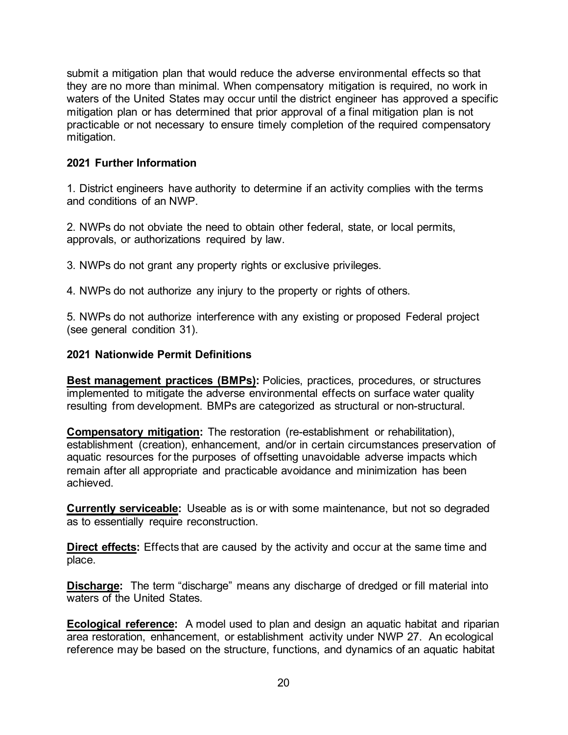submit a mitigation plan that would reduce the adverse environmental effects so that they are no more than minimal. When compensatory mitigation is required, no work in waters of the United States may occur until the district engineer has approved a specific mitigation plan or has determined that prior approval of a final mitigation plan is not practicable or not necessary to ensure timely completion of the required compensatory mitigation.

**2021 Further Information**

1. District engineers have authority to determine if an activity complies with the terms and conditions of an NWP.

2. NWPs do not obviate the need to obtain other federal, state, or local permits, approvals, or authorizations required by law.

3. NWPs do not grant any property rights or exclusive privileges.

4. NWPs do not authorize any injury to the property or rights of others.

5. NWPs do not authorize interference with any existing or proposed Federal project (see general condition 31).

**2021 Nationwide Permit Definitions**

**Best management practices (BMPs):** Policies, practices, procedures, or structures implemented to mitigate the adverse environmental effects on surface water quality resulting from development. BMPs are categorized as structural or non-structural.

**Compensatory mitigation:** The restoration (re-establishment or rehabilitation), establishment (creation), enhancement, and/or in certain circumstances preservation of aquatic resources for the purposes of offsetting unavoidable adverse impacts which remain after all appropriate and practicable avoidance and minimization has been achieved.

**Currently serviceable:** Useable as is or with some maintenance, but not so degraded as to essentially require reconstruction.

**Direct effects:** Effects that are caused by the activity and occur at the same time and place.

**Discharge:** The term "discharge" means any discharge of dredged or fill material into waters of the United States.

**Ecological reference:** A model used to plan and design an aquatic habitat and riparian area restoration, enhancement, or establishment activity under NWP 27. An ecological reference may be based on the structure, functions, and dynamics of an aquatic habitat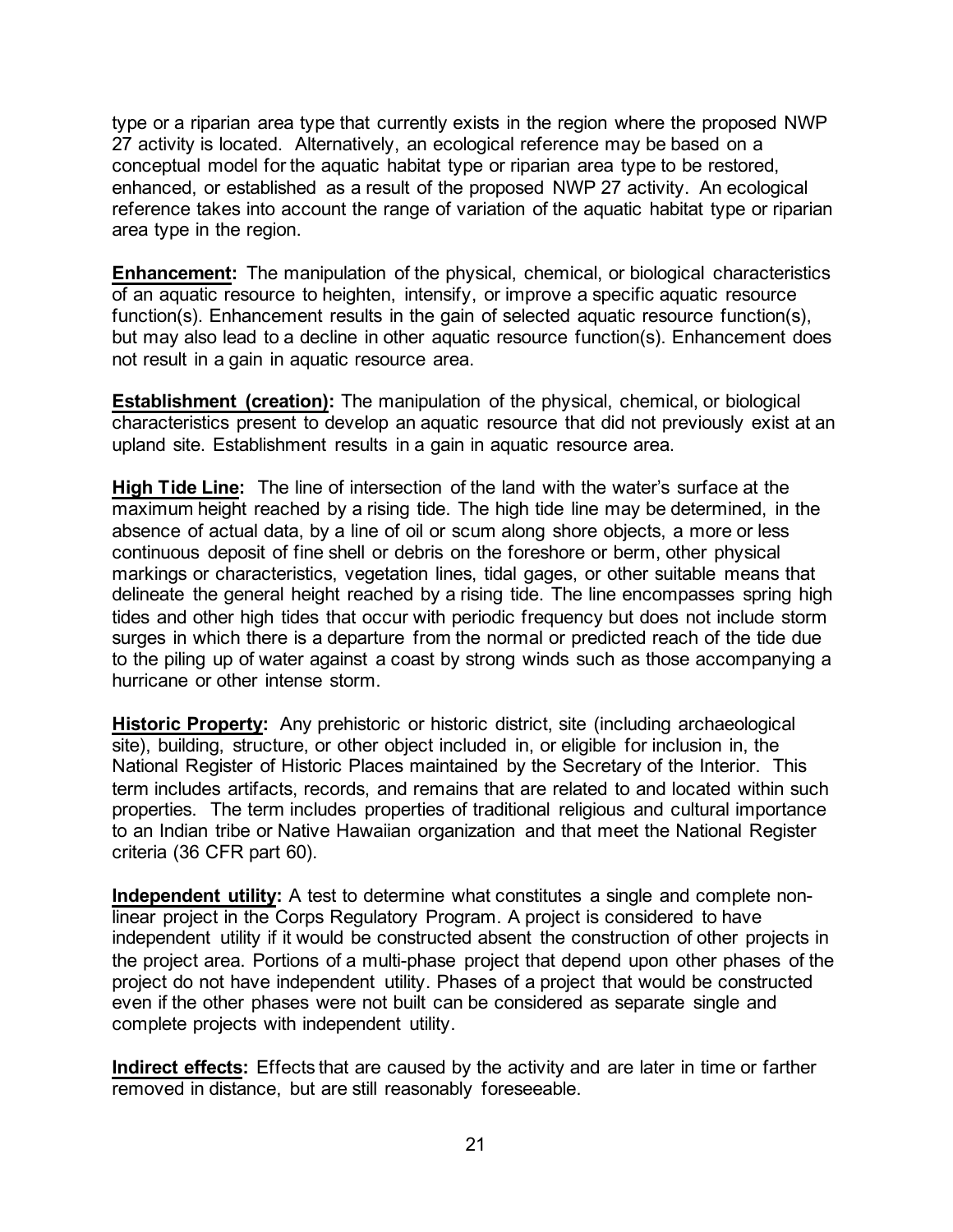type or a riparian area type that currently exists in the region where the proposed NWP 27 activity is located. Alternatively, an ecological reference may be based on a conceptual model for the aquatic habitat type or riparian area type to be restored, enhanced, or established as a result of the proposed NWP 27 activity. An ecological reference takes into account the range of variation of the aquatic habitat type or riparian area type in the region.

**Enhancement:** The manipulation of the physical, chemical, or biological characteristics of an aquatic resource to heighten, intensify, or improve a specific aquatic resource function(s). Enhancement results in the gain of selected aquatic resource function(s), but may also lead to a decline in other aquatic resource function(s). Enhancement does not result in a gain in aquatic resource area.

**Establishment (creation):** The manipulation of the physical, chemical, or biological characteristics present to develop an aquatic resource that did not previously exist at an upland site. Establishment results in a gain in aquatic resource area.

**High Tide Line:** The line of intersection of the land with the water's surface at the maximum height reached by a rising tide. The high tide line may be determined, in the absence of actual data, by a line of oil or scum along shore objects, a more or less continuous deposit of fine shell or debris on the foreshore or berm, other physical markings or characteristics, vegetation lines, tidal gages, or other suitable means that delineate the general height reached by a rising tide. The line encompasses spring high tides and other high tides that occur with periodic frequency but does not include storm surges in which there is a departure from the normal or predicted reach of the tide due to the piling up of water against a coast by strong winds such as those accompanying a hurricane or other intense storm.

**Historic Property:** Any prehistoric or historic district, site (including archaeological site), building, structure, or other object included in, or eligible for inclusion in, the National Register of Historic Places maintained by the Secretary of the Interior. This term includes artifacts, records, and remains that are related to and located within such properties. The term includes properties of traditional religious and cultural importance to an Indian tribe or Native Hawaiian organization and that meet the National Register criteria (36 CFR part 60).

**Independent utility:** A test to determine what constitutes a single and complete non-linear project in the Corps Regulatory Program. A project is considered to have independent utility if it would be constructed absent the construction of other projects in the project area. Portions of a multi-phase project that depend upon other phases of the project do not have independent utility. Phases of a project that would be constructed even if the other phases were not built can be considered as separate single and complete projects with independent utility.

**Indirect effects:** Effects that are caused by the activity and are later in time or farther removed in distance, but are still reasonably foreseeable.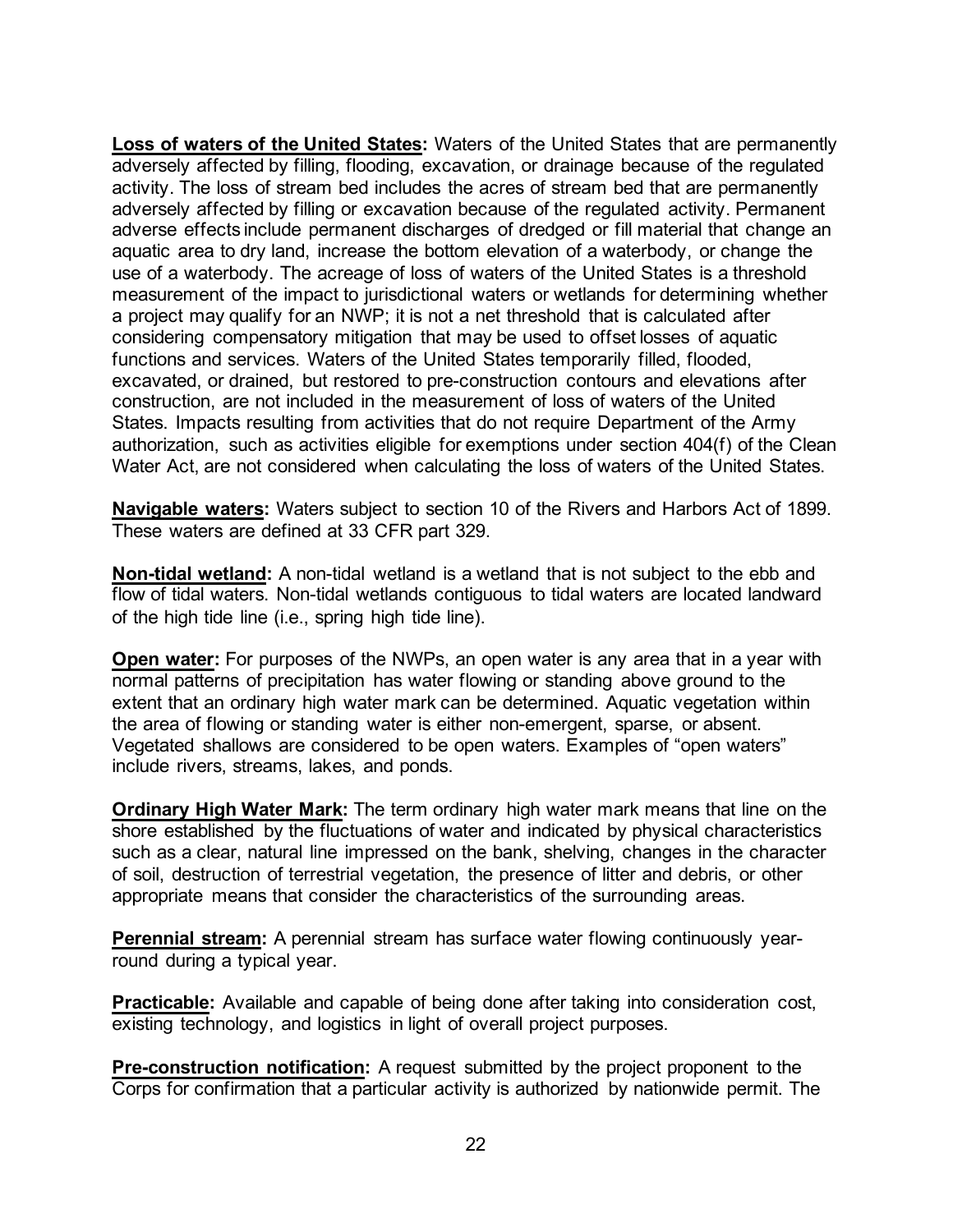**Loss of waters of the United States:** Waters of the United States that are permanently adversely affected by filling, flooding, excavation, or drainage because of the regulated activity. The loss of stream bed includes the acres of stream bed that are permanently adversely affected by filling or excavation because of the regulated activity. Permanent adverse effects include permanent discharges of dredged or fill material that change an aquatic area to dry land, increase the bottom elevation of a waterbody, or change the use of a waterbody. The acreage of loss of waters of the United States is a threshold measurement of the impact to jurisdictional waters or wetlands for determining whether a project may qualify for an NWP; it is not a net threshold that is calculated after considering compensatory mitigation that may be used to offset losses of aquatic functions and services. Waters of the United States temporarily filled, flooded, excavated, or drained, but restored to pre-construction contours and elevations after construction, are not included in the measurement of loss of waters of the United States. Impacts resulting from activities that do not require Department of the Army authorization, such as activities eligible for exemptions under section 404(f) of the Clean Water Act, are not considered when calculating the loss of waters of the United States.

**Navigable waters:** Waters subject to section 10 of the Rivers and Harbors Act of 1899. These waters are defined at 33 CFR part 329.

**Non-tidal wetland:** A non-tidal wetland is a wetland that is not subject to the ebb and flow of tidal waters. Non-tidal wetlands contiguous to tidal waters are located landward of the high tide line (i.e., spring high tide line).

**Open water:** For purposes of the NWPs, an open water is any area that in a year with normal patterns of precipitation has water flowing or standing above ground to the extent that an ordinary high water mark can be determined. Aquatic vegetation within the area of flowing or standing water is either non-emergent, sparse, or absent. Vegetated shallows are considered to be open waters. Examples of "open waters" include rivers, streams, lakes, and ponds.

**Ordinary High Water Mark:** The term ordinary high water mark means that line on the shore established by the fluctuations of water and indicated by physical characteristics such as a clear, natural line impressed on the bank, shelving, changes in the character of soil, destruction of terrestrial vegetation, the presence of litter and debris, or other appropriate means that consider the characteristics of the surrounding areas.

**Perennial stream:** A perennial stream has surface water flowing continuously year-round during a typical year.

**Practicable:** Available and capable of being done after taking into consideration cost, existing technology, and logistics in light of overall project purposes.

**Pre-construction notification:** A request submitted by the project proponent to the Corps for confirmation that a particular activity is authorized by nationwide permit. The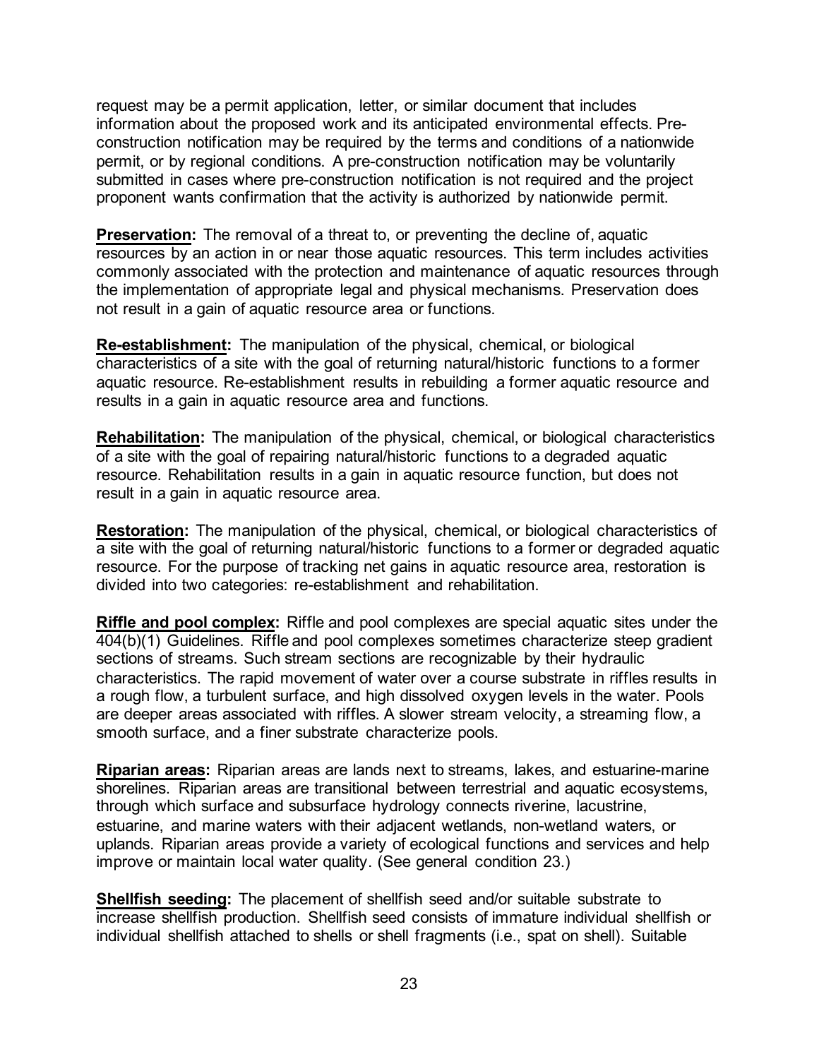request may be a permit application, letter, or similar document that includes information about the proposed work and its anticipated environmental effects. Pre-construction notification may be required by the terms and conditions of a nationwide permit, or by regional conditions. A pre-construction notification may be voluntarily submitted in cases where pre-construction notification is not required and the project proponent wants confirmation that the activity is authorized by nationwide permit.

**Preservation:** The removal of a threat to, or preventing the decline of, aquatic resources by an action in or near those aquatic resources. This term includes activities commonly associated with the protection and maintenance of aquatic resources through the implementation of appropriate legal and physical mechanisms. Preservation does not result in a gain of aquatic resource area or functions.

**Re-establishment:** The manipulation of the physical, chemical, or biological characteristics of a site with the goal of returning natural/historic functions to a former aquatic resource. Re-establishment results in rebuilding a former aquatic resource and results in a gain in aquatic resource area and functions.

**Rehabilitation:** The manipulation of the physical, chemical, or biological characteristics of a site with the goal of repairing natural/historic functions to a degraded aquatic resource. Rehabilitation results in a gain in aquatic resource function, but does not result in a gain in aquatic resource area.

**Restoration:** The manipulation of the physical, chemical, or biological characteristics of a site with the goal of returning natural/historic functions to a former or degraded aquatic resource. For the purpose of tracking net gains in aquatic resource area, restoration is divided into two categories: re-establishment and rehabilitation.

**Riffle and pool complex:** Riffle and pool complexes are special aquatic sites under the 404(b)(1) Guidelines. Riffle and pool complexes sometimes characterize steep gradient sections of streams. Such stream sections are recognizable by their hydraulic characteristics. The rapid movement of water over a course substrate in riffles results in a rough flow, a turbulent surface, and high dissolved oxygen levels in the water. Pools are deeper areas associated with riffles. A slower stream velocity, a streaming flow, a smooth surface, and a finer substrate characterize pools.

**Riparian areas:** Riparian areas are lands next to streams, lakes, and estuarine-marine shorelines. Riparian areas are transitional between terrestrial and aquatic ecosystems, through which surface and subsurface hydrology connects riverine, lacustrine, estuarine, and marine waters with their adjacent wetlands, non-wetland waters, or uplands. Riparian areas provide a variety of ecological functions and services and help improve or maintain local water quality. (See general condition 23.)

**Shellfish seeding:** The placement of shellfish seed and/or suitable substrate to increase shellfish production. Shellfish seed consists of immature individual shellfish or individual shellfish attached to shells or shell fragments (i.e., spat on shell). Suitable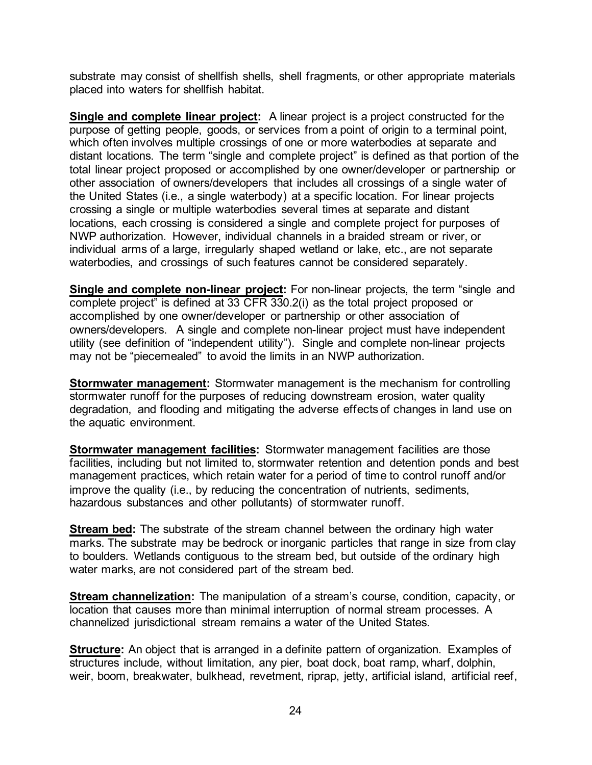substrate may consist of shellfish shells, shell fragments, or other appropriate materials placed into waters for shellfish habitat.

**Single and complete linear project:** A linear project is a project constructed for the purpose of getting people, goods, or services from a point of origin to a terminal point, which often involves multiple crossings of one or more waterbodies at separate and distant locations. The term "single and complete project" is defined as that portion of the total linear project proposed or accomplished by one owner/developer or partnership or other association of owners/developers that includes all crossings of a single water of the United States (i.e., a single waterbody) at a specific location. For linear projects crossing a single or multiple waterbodies several times at separate and distant locations, each crossing is considered a single and complete project for purposes of NWP authorization. However, individual channels in a braided stream or river, or individual arms of a large, irregularly shaped wetland or lake, etc., are not separate waterbodies, and crossings of such features cannot be considered separately.

**Single and complete non-linear project:** For non-linear projects, the term "single and complete project" is defined at 33 CFR 330.2(i) as the total project proposed or accomplished by one owner/developer or partnership or other association of owners/developers. A single and complete non-linear project must have independent utility (see definition of "independent utility"). Single and complete non-linear projects may not be "piecemealed" to avoid the limits in an NWP authorization.

**Stormwater management:** Stormwater management is the mechanism for controlling stormwater runoff for the purposes of reducing downstream erosion, water quality degradation, and flooding and mitigating the adverse effects of changes in land use on the aquatic environment.

**Stormwater management facilities:** Stormwater management facilities are those facilities, including but not limited to, stormwater retention and detention ponds and best management practices, which retain water for a period of time to control runoff and/or improve the quality (i.e., by reducing the concentration of nutrients, sediments, hazardous substances and other pollutants) of stormwater runoff.

**Stream bed:** The substrate of the stream channel between the ordinary high water marks. The substrate may be bedrock or inorganic particles that range in size from clay to boulders. Wetlands contiguous to the stream bed, but outside of the ordinary high water marks, are not considered part of the stream bed.

**Stream channelization:** The manipulation of a stream's course, condition, capacity, or location that causes more than minimal interruption of normal stream processes. A channelized jurisdictional stream remains a water of the United States.

**Structure:** An object that is arranged in a definite pattern of organization. Examples of structures include, without limitation, any pier, boat dock, boat ramp, wharf, dolphin, weir, boom, breakwater, bulkhead, revetment, riprap, jetty, artificial island, artificial reef,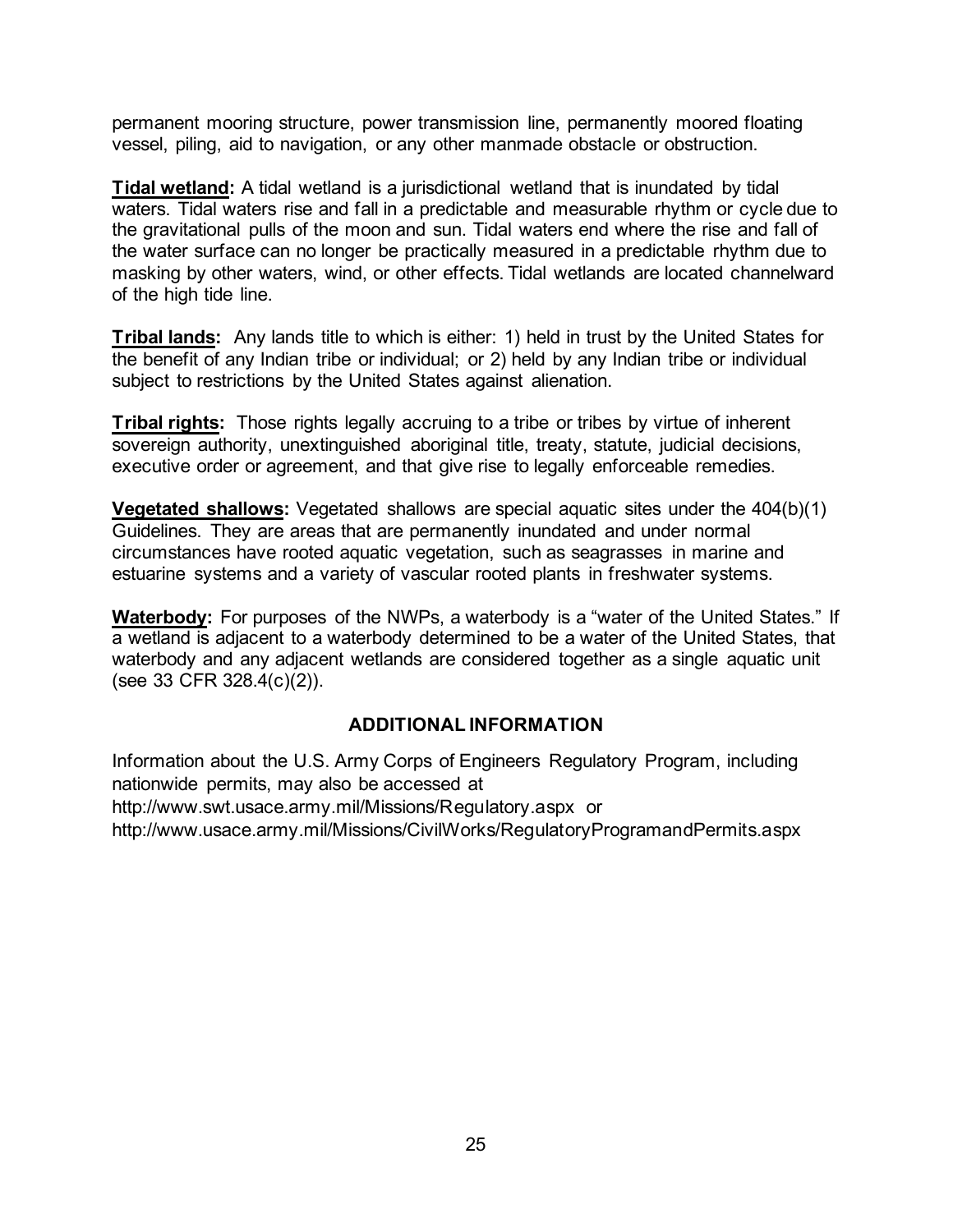permanent mooring structure, power transmission line, permanently moored floating vessel, piling, aid to navigation, or any other manmade obstacle or obstruction.

**Tidal wetland:** A tidal wetland is a jurisdictional wetland that is inundated by tidal waters. Tidal waters rise and fall in a predictable and measurable rhythm or cycle due to the gravitational pulls of the moon and sun. Tidal waters end where the rise and fall of the water surface can no longer be practically measured in a predictable rhythm due to masking by other waters, wind, or other effects. Tidal wetlands are located channelward of the high tide line.

**Tribal lands:** Any lands title to which is either: 1) held in trust by the United States for the benefit of any Indian tribe or individual; or 2) held by any Indian tribe or individual subject to restrictions by the United States against alienation.

**Tribal rights:** Those rights legally accruing to a tribe or tribes by virtue of inherent sovereign authority, unextinguished aboriginal title, treaty, statute, judicial decisions, executive order or agreement, and that give rise to legally enforceable remedies.

**Vegetated shallows:** Vegetated shallows are special aquatic sites under the 404(b)(1) Guidelines. They are areas that are permanently inundated and under normal circumstances have rooted aquatic vegetation, such as seagrasses in marine and estuarine systems and a variety of vascular rooted plants in freshwater systems.

**Waterbody:** For purposes of the NWPs, a waterbody is a "water of the United States." If a wetland is adjacent to a waterbody determined to be a water of the United States, that waterbody and any adjacent wetlands are considered together as a single aquatic unit (see 33 CFR 328.4(c)(2)).

## ADDITIONAL INFORMATION

Information about the U.S. Army Corps of Engineers Regulatory Program, including nationwide permits, may also be accessed at
http://www.swt.usace.army.mil/Missions/Regulatory.aspx or
http://www.usace.army.mil/Missions/CivilWorks/RegulatoryProgramandPermits.aspx